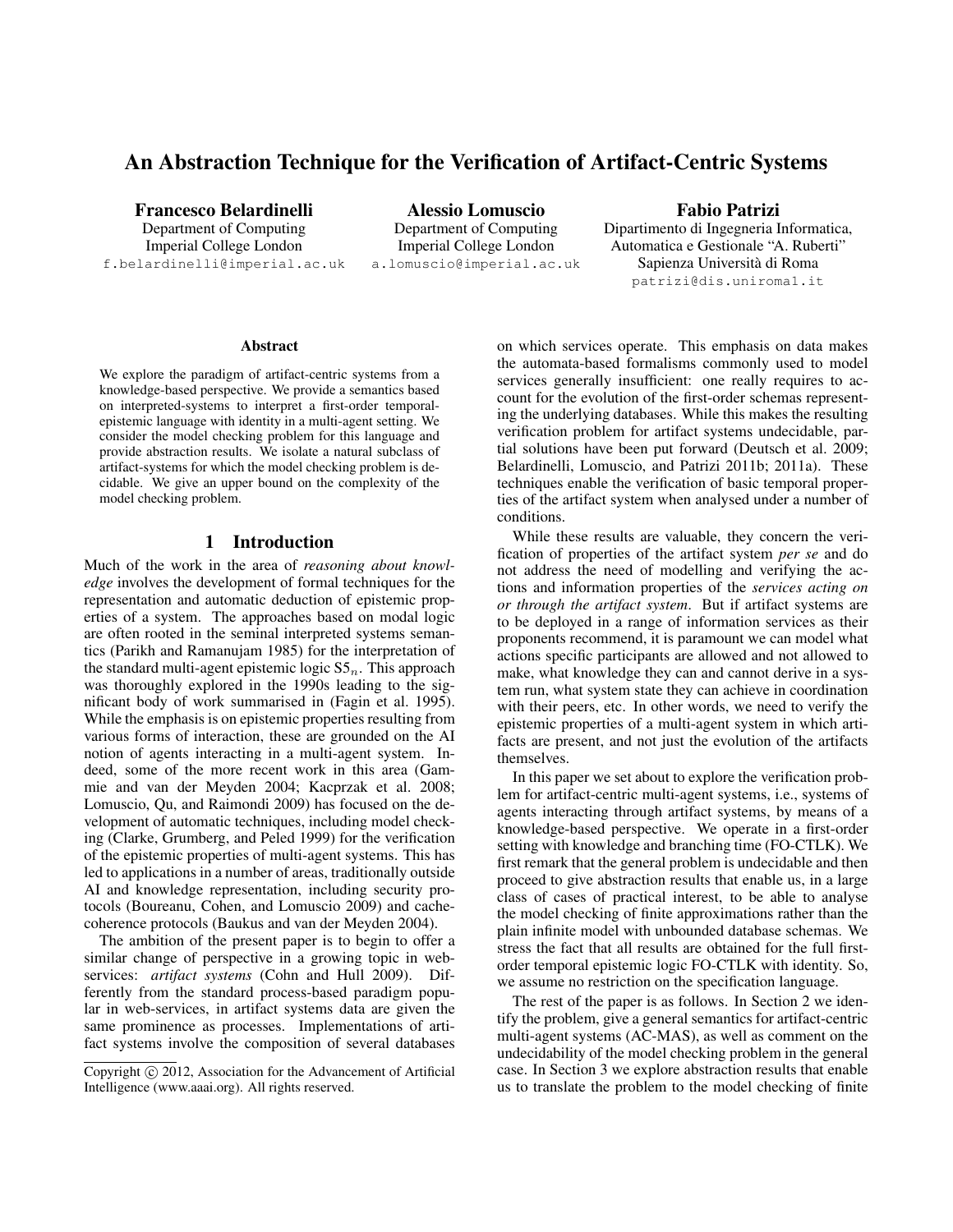# An Abstraction Technique for the Verification of Artifact-Centric Systems

**Francesco Belardinelli**
Department of Computing
Imperial College London
f.belardinelli@imperial.ac.uk

**Alessio Lomuscio**
Department of Computing
Imperial College London
a.lomuscio@imperial.ac.uk

**Fabio Patrizi**
Dipartimento di Ingegneria Informatica,
Automatica e Gestionale "A. Ruberti"
Sapienza Università di Roma
patrizi@dis.uniroma1.it

### Abstract

We explore the paradigm of artifact-centric systems from a knowledge-based perspective. We provide a semantics based on interpreted-systems to interpret a first-order temporal-epistemic language with identity in a multi-agent setting. We consider the model checking problem for this language and provide abstraction results. We isolate a natural subclass of artifact-systems for which the model checking problem is decidable. We give an upper bound on the complexity of the model checking problem.

## 1 Introduction

Much of the work in the area of *reasoning about knowledge* involves the development of formal techniques for the representation and automatic deduction of epistemic properties of a system. The approaches based on modal logic are often rooted in the seminal interpreted systems semantics (Parikh and Ramanujam 1985) for the interpretation of the standard multi-agent epistemic logic $S5_n$. This approach was thoroughly explored in the 1990s leading to the significant body of work summarised in (Fagin et al. 1995). While the emphasis is on epistemic properties resulting from various forms of interaction, these are grounded on the AI notion of agents interacting in a multi-agent system. Indeed, some of the more recent work in this area (Gammie and van der Meyden 2004; Kacprzak et al. 2008; Lomuscio, Qu, and Raimondi 2009) has focused on the development of automatic techniques, including model checking (Clarke, Grumberg, and Peled 1999) for the verification of the epistemic properties of multi-agent systems. This has led to applications in a number of areas, traditionally outside AI and knowledge representation, including security protocols (Boureanu, Cohen, and Lomuscio 2009) and cache-coherence protocols (Baukus and van der Meyden 2004).

The ambition of the present paper is to begin to offer a similar change of perspective in a growing topic in web-services: *artifact systems* (Cohn and Hull 2009). Differently from the standard process-based paradigm popular in web-services, in artifact systems data are given the same prominence as processes. Implementations of artifact systems involve the composition of several databases on which services operate. This emphasis on data makes the automata-based formalisms commonly used to model services generally insufficient: one really requires to account for the evolution of the first-order schemas representing the underlying databases. While this makes the resulting verification problem for artifact systems undecidable, partial solutions have been put forward (Deutsch et al. 2009; Belardinelli, Lomuscio, and Patrizi 2011b; 2011a). These techniques enable the verification of basic temporal properties of the artifact system when analysed under a number of conditions.

While these results are valuable, they concern the verification of properties of the artifact system *per se* and do not address the need of modelling and verifying the actions and information properties of the *services acting on or through the artifact system*. But if artifact systems are to be deployed in a range of information services as their proponents recommend, it is paramount we can model what actions specific participants are allowed and not allowed to make, what knowledge they can and cannot derive in a system run, what system state they can achieve in coordination with their peers, etc. In other words, we need to verify the epistemic properties of a multi-agent system in which artifacts are present, and not just the evolution of the artifacts themselves.

In this paper we set about to explore the verification problem for artifact-centric multi-agent systems, i.e., systems of agents interacting through artifact systems, by means of a knowledge-based perspective. We operate in a first-order setting with knowledge and branching time (FO-CTLK). We first remark that the general problem is undecidable and then proceed to give abstraction results that enable us, in a large class of cases of practical interest, to be able to analyse the model checking of finite approximations rather than the plain infinite model with unbounded database schemas. We stress the fact that all results are obtained for the full first-order temporal epistemic logic FO-CTLK with identity. So, we assume no restriction on the specification language.

The rest of the paper is as follows. In Section 2 we identify the problem, give a general semantics for artifact-centric multi-agent systems (AC-MAS), as well as comment on the undecidability of the model checking problem in the general case. In Section 3 we explore abstraction results that enable us to translate the problem to the model checking of finite

Copyright © 2012, Association for the Advancement of Artificial Intelligence (www.aaai.org). All rights reserved.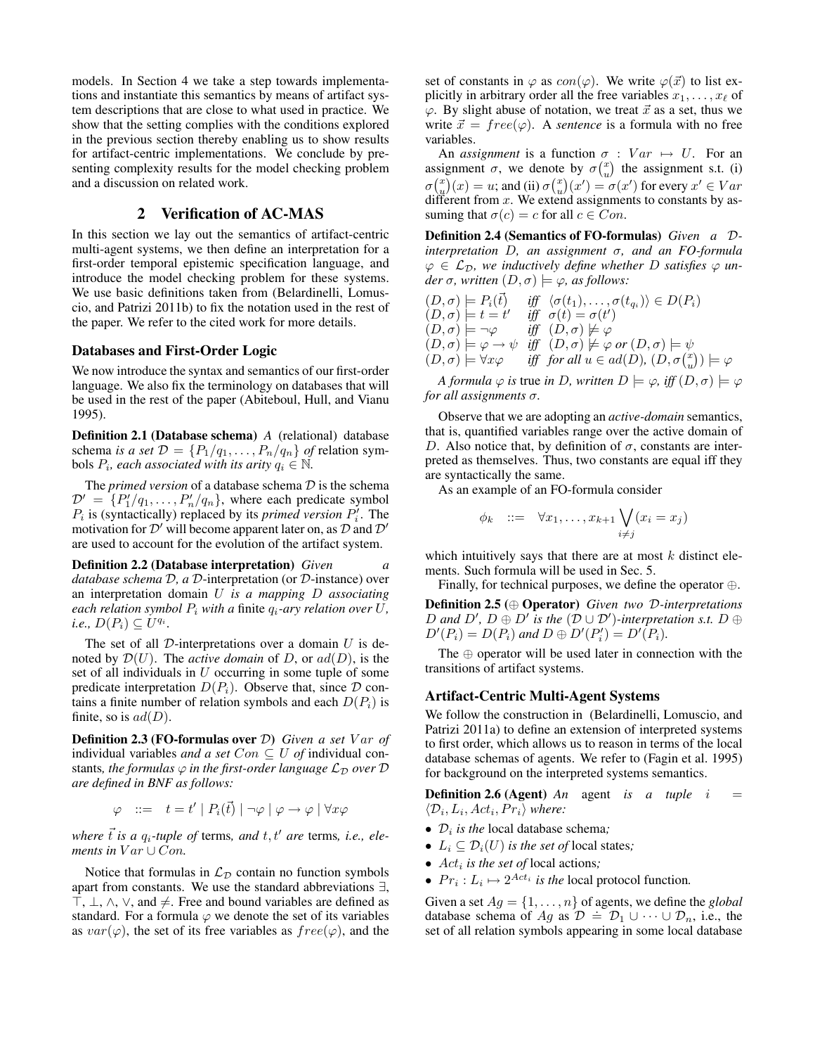models. In Section 4 we take a step towards implementations and instantiate this semantics by means of artifact system descriptions that are close to what used in practice. We show that the setting complies with the conditions explored in the previous section thereby enabling us to show results for artifact-centric implementations. We conclude by presenting complexity results for the model checking problem and a discussion on related work.

## 2 Verification of AC-MAS

In this section we lay out the semantics of artifact-centric multi-agent systems, we then define an interpretation for a first-order temporal epistemic specification language, and introduce the model checking problem for these systems. We use basic definitions taken from (Belardinelli, Lomuscio, and Patrizi 2011b) to fix the notation used in the rest of the paper. We refer to the cited work for more details.

### Databases and First-Order Logic

We now introduce the syntax and semantics of our first-order language. We also fix the terminology on databases that will be used in the rest of the paper (Abiteboul, Hull, and Vianu 1995).

**Definition 2.1 (Database schema)** *A* (relational) database schema *is a set* $\mathcal{D} = \{P_1/q_1, \ldots, P_n/q_n\}$ *of* relation symbols $P_i$*, each associated with its arity* $q_i \in \mathbb{N}$*.*

The *primed version* of a database schema $\mathcal{D}$ is the schema $\mathcal{D}' = \{P_1'/q_1, \ldots, P_n'/q_n\}$, where each predicate symbol $P_i$ is (syntactically) replaced by its *primed version* $P_i'$. The motivation for $\mathcal{D}'$ will become apparent later on, as $\mathcal{D}$ and $\mathcal{D}'$ are used to account for the evolution of the artifact system.

**Definition 2.2 (Database interpretation)** *Given a database schema* $\mathcal{D}$*, a* $\mathcal{D}$-interpretation (or $\mathcal{D}$-instance) over an interpretation domain $U$ *is a mapping* $D$ *associating each relation symbol* $P_i$ *with a* finite $q_i$*-ary relation over* $U$*, i.e.,* $D(P_i) \subseteq U^{q_i}$*.*

The set of all $\mathcal{D}$-interpretations over a domain $U$ is denoted by $\mathcal{D}(U)$. The *active domain* of $D$, or $ad(D)$, is the set of all individuals in $U$ occurring in some tuple of some predicate interpretation $D(P_i)$. Observe that, since $\mathcal{D}$ contains a finite number of relation symbols and each $D(P_i)$ is finite, so is $ad(D)$.

**Definition 2.3 (FO-formulas over $\mathcal{D}$)** *Given a set* $Var$ *of* individual variables *and a set* $Con \subseteq U$ *of* individual constants*, the formulas* $\varphi$ *in the first-order language* $\mathcal{L}_\mathcal{D}$ *over* $\mathcal{D}$ *are defined in BNF as follows:*

$$\varphi \quad ::= \quad t = t' \mid P_i(\vec{t}) \mid \neg\varphi \mid \varphi \rightarrow \varphi \mid \forall x \varphi$$

*where* $\vec{t}$ *is a* $q_i$*-tuple of* terms*, and* $t, t'$ *are* terms*, i.e., elements in* $Var \cup Con$*.*

Notice that formulas in $\mathcal{L}_\mathcal{D}$ contain no function symbols apart from constants. We use the standard abbreviations $\exists$, $\top$, $\bot$, $\wedge$, $\vee$, and $\neq$. Free and bound variables are defined as standard. For a formula $\varphi$ we denote the set of its variables as $var(\varphi)$, the set of its free variables as $free(\varphi)$, and the set of constants in $\varphi$ as $con(\varphi)$. We write $\varphi(\vec{x})$ to list explicitly in arbitrary order all the free variables $x_1, \ldots, x_\ell$ of $\varphi$. By slight abuse of notation, we treat $\vec{x}$ as a set, thus we write $\vec{x} = free(\varphi)$. A *sentence* is a formula with no free variables.

An *assignment* is a function $\sigma : Var \mapsto U$. For an assignment $\sigma$, we denote by $\sigma\binom{x}{u}$ the assignment s.t. (i) $\sigma\binom{x}{u}(x) = u$; and (ii) $\sigma\binom{x}{u}(x') = \sigma(x')$ for every $x' \in Var$ different from $x$. We extend assignments to constants by assuming that $\sigma(c) = c$ for all $c \in Con$.

**Definition 2.4 (Semantics of FO-formulas)** *Given a* $\mathcal{D}$*-interpretation* $D$*, an assignment* $\sigma$*, and an FO-formula* $\varphi \in \mathcal{L}_\mathcal{D}$*, we inductively define whether* $D$ *satisfies* $\varphi$ *under* $\sigma$*, written* $(D, \sigma) \models \varphi$*, as follows:*

$$
\begin{array}{lll}
(D,\sigma) \models P_i(\vec{t}) & \textit{iff} & \langle \sigma(t_1), \ldots, \sigma(t_{q_i}) \rangle \in D(P_i) \\
(D,\sigma) \models t = t' & \textit{iff} & \sigma(t) = \sigma(t') \\
(D,\sigma) \models \neg\varphi & \textit{iff} & (D,\sigma) \not\models \varphi \\
(D,\sigma) \models \varphi \rightarrow \psi & \textit{iff} & (D,\sigma) \not\models \varphi \textit{ or } (D,\sigma) \models \psi \\
(D,\sigma) \models \forall x \varphi & \textit{iff} & \textit{for all } u \in ad(D),\ (D, \sigma\binom{x}{u}) \models \varphi
\end{array}
$$

*A formula* $\varphi$ *is* true *in* $D$*, written* $D \models \varphi$*, iff* $(D, \sigma) \models \varphi$ *for all assignments* $\sigma$*.*

Observe that we are adopting an *active-domain* semantics, that is, quantified variables range over the active domain of $D$. Also notice that, by definition of $\sigma$, constants are interpreted as themselves. Thus, two constants are equal iff they are syntactically the same.

As an example of an FO-formula consider

$$\phi_k \quad ::= \quad \forall x_1, \ldots, x_{k+1} \bigvee_{i \neq j} (x_i = x_j)$$

which intuitively says that there are at most $k$ distinct elements. Such formula will be used in Sec. 5.

Finally, for technical purposes, we define the operator $\oplus$.

**Definition 2.5 ($\oplus$ Operator)** *Given two* $\mathcal{D}$*-interpretations* $D$ *and* $D'$*,* $D \oplus D'$ *is the* $(\mathcal{D} \cup \mathcal{D}')$*-interpretation s.t.* $D \oplus D'(P_i) = D(P_i)$ *and* $D \oplus D'(P_i') = D'(P_i)$*.*

The $\oplus$ operator will be used later in connection with the transitions of artifact systems.

### Artifact-Centric Multi-Agent Systems

We follow the construction in (Belardinelli, Lomuscio, and Patrizi 2011a) to define an extension of interpreted systems to first order, which allows us to reason in terms of the local database schemas of agents. We refer to (Fagin et al. 1995) for background on the interpreted systems semantics.

**Definition 2.6 (Agent)** *An* agent *is a tuple* $i = \langle \mathcal{D}_i, L_i, Act_i, Pr_i \rangle$ *where:*

- $\mathcal{D}_i$ *is the* local database schema*;*
- $L_i \subseteq \mathcal{D}_i(U)$ *is the set of* local states*;*
- $Act_i$ *is the set of* local actions*;*
- $Pr_i : L_i \mapsto 2^{Act_i}$ *is the* local protocol function*.*

Given a set $Ag = \{1, \ldots, n\}$ of agents, we define the *global* database schema of $Ag$ as $\mathcal{D} \doteq \mathcal{D}_1 \cup \cdots \cup \mathcal{D}_n$, i.e., the set of all relation symbols appearing in some local database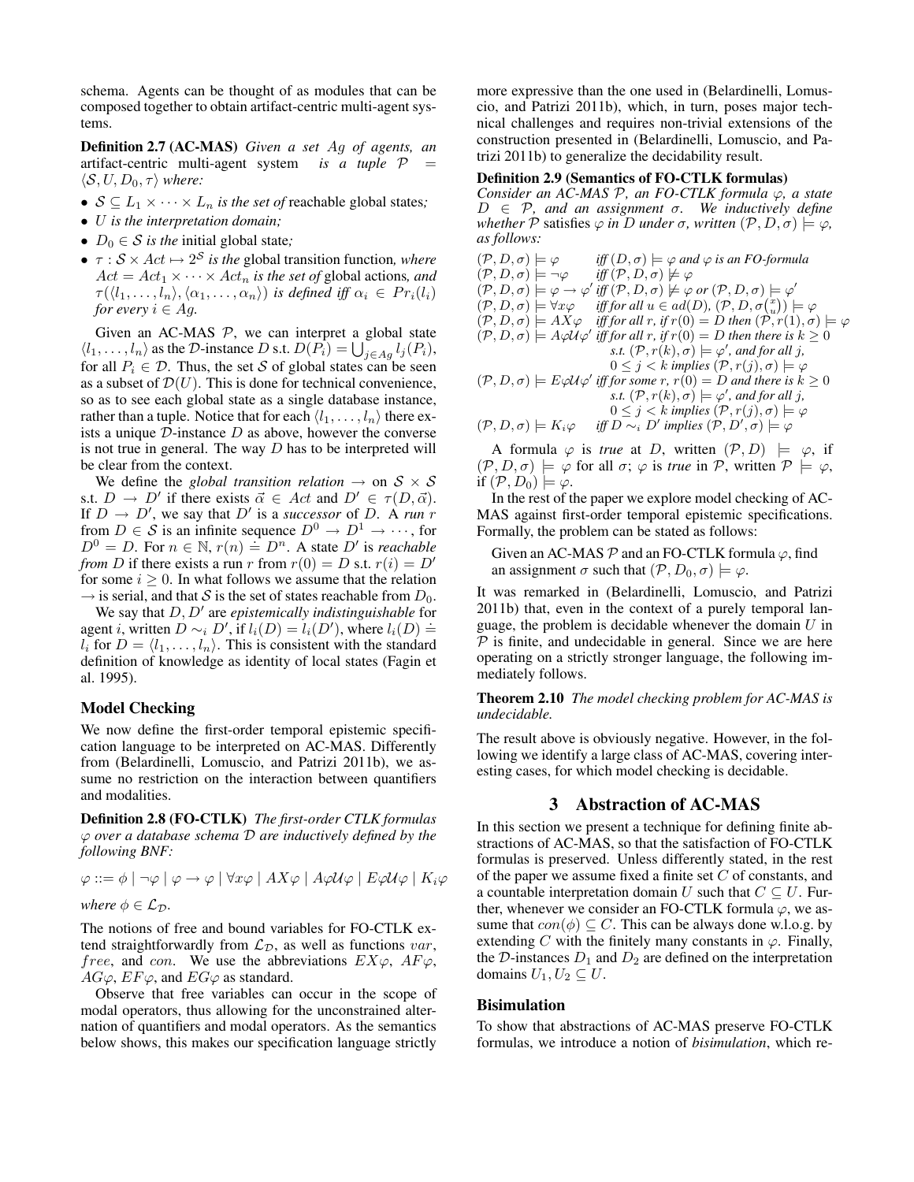schema. Agents can be thought of as modules that can be composed together to obtain artifact-centric multi-agent systems.

**Definition 2.7 (AC-MAS)** *Given a set $Ag$ of agents, an* artifact-centric multi-agent system *is a tuple $\mathcal{P} = \langle \mathcal{S}, U, D_0, \tau \rangle$ where:*

- $\mathcal{S} \subseteq L_1 \times \cdots \times L_n$ *is the set of* reachable global states*;*
- $U$ *is the interpretation domain;*
- $D_0 \in \mathcal{S}$ *is the* initial global state*;*
- $\tau : \mathcal{S} \times Act \mapsto 2^{\mathcal{S}}$ *is the* global transition function*, where $Act = Act_1 \times \cdots \times Act_n$ is the set of* global actions*, and $\tau(\langle l_1, \ldots, l_n \rangle, \langle \alpha_1, \ldots, \alpha_n \rangle)$ is defined iff $\alpha_i \in Pr_i(l_i)$ for every $i \in Ag$.*

Given an AC-MAS $\mathcal{P}$, we can interpret a global state $\langle l_1, \ldots, l_n \rangle$ as the $\mathcal{D}$-instance $D$ s.t. $D(P_i) = \bigcup_{j \in Ag} l_j(P_i)$, for all $P_i \in \mathcal{D}$. Thus, the set $\mathcal{S}$ of global states can be seen as a subset of $\mathcal{D}(U)$. This is done for technical convenience, so as to see each global state as a single database instance, rather than a tuple. Notice that for each $\langle l_1, \ldots, l_n \rangle$ there exists a unique $\mathcal{D}$-instance $D$ as above, however the converse is not true in general. The way $D$ has to be interpreted will be clear from the context.

We define the *global transition relation* $\rightarrow$ on $\mathcal{S} \times \mathcal{S}$ s.t. $D \rightarrow D'$ if there exists $\vec{\alpha} \in Act$ and $D' \in \tau(D, \vec{\alpha})$. If $D \rightarrow D'$, we say that $D'$ is a *successor* of $D$. A *run* $r$ from $D \in \mathcal{S}$ is an infinite sequence $D^0 \rightarrow D^1 \rightarrow \cdots$, for $D^0 = D$. For $n \in \mathbb{N}$, $r(n) \doteq D^n$. A state $D'$ is *reachable from* $D$ if there exists a run $r$ from $r(0) = D$ s.t. $r(i) = D'$ for some $i \geq 0$. In what follows we assume that the relation $\rightarrow$ is serial, and that $\mathcal{S}$ is the set of states reachable from $D_0$.

We say that $D, D'$ are *epistemically indistinguishable* for agent $i$, written $D \sim_i D'$, if $l_i(D) = l_i(D')$, where $l_i(D) \doteq l_i$ for $D = \langle l_1, \ldots, l_n \rangle$. This is consistent with the standard definition of knowledge as identity of local states (Fagin et al. 1995).

## Model Checking

We now define the first-order temporal epistemic specification language to be interpreted on AC-MAS. Differently from (Belardinelli, Lomuscio, and Patrizi 2011b), we assume no restriction on the interaction between quantifiers and modalities.

**Definition 2.8 (FO-CTLK)** *The first-order CTLK formulas $\varphi$ over a database schema $\mathcal{D}$ are inductively defined by the following BNF:*

$$\varphi ::= \phi \mid \neg\varphi \mid \varphi \rightarrow \varphi \mid \forall x \varphi \mid AX\varphi \mid A\varphi\mathcal{U}\varphi \mid E\varphi\mathcal{U}\varphi \mid K_i\varphi$$

*where $\phi \in \mathcal{L}_{\mathcal{D}}$.*

The notions of free and bound variables for FO-CTLK extend straightforwardly from $\mathcal{L}_{\mathcal{D}}$, as well as functions $var$, $free$, and $con$. We use the abbreviations $EX\varphi$, $AF\varphi$, $AG\varphi$, $EF\varphi$, and $EG\varphi$ as standard.

Observe that free variables can occur in the scope of modal operators, thus allowing for the unconstrained alternation of quantifiers and modal operators. As the semantics below shows, this makes our specification language strictly more expressive than the one used in (Belardinelli, Lomuscio, and Patrizi 2011b), which, in turn, poses major technical challenges and requires non-trivial extensions of the construction presented in (Belardinelli, Lomuscio, and Patrizi 2011b) to generalize the decidability result.

**Definition 2.9 (Semantics of FO-CTLK formulas)** *Consider an AC-MAS $\mathcal{P}$, an FO-CTLK formula $\varphi$, a state $D \in \mathcal{P}$, and an assignment $\sigma$. We inductively define whether $\mathcal{P}$ satisfies $\varphi$ in $D$ under $\sigma$, written $(\mathcal{P}, D, \sigma) \models \varphi$, as follows:*

- $(\mathcal{P}, D, \sigma) \models \varphi$ *iff* $(D, \sigma) \models \varphi$ *and* $\varphi$ *is an FO-formula*
- $(\mathcal{P}, D, \sigma) \models \neg\varphi$ *iff* $(\mathcal{P}, D, \sigma) \not\models \varphi$
- $(\mathcal{P}, D, \sigma) \models \varphi \rightarrow \varphi'$ *iff* $(\mathcal{P}, D, \sigma) \not\models \varphi$ *or* $(\mathcal{P}, D, \sigma) \models \varphi'$
- $(\mathcal{P}, D, \sigma) \models \forall x \varphi$ *iff for all* $u \in ad(D)$, $(\mathcal{P}, D, \sigma\binom{x}{u}) \models \varphi$
- $(\mathcal{P}, D, \sigma) \models AX\varphi$ *iff for all* $r$, *if* $r(0) = D$ *then* $(\mathcal{P}, r(1), \sigma) \models \varphi$
- $(\mathcal{P}, D, \sigma) \models A\varphi\mathcal{U}\varphi'$ *iff for all* $r$, *if* $r(0) = D$ *then there is* $k \geq 0$ *s.t.* $(\mathcal{P}, r(k), \sigma) \models \varphi'$, *and for all* $j$, $0 \leq j < k$ *implies* $(\mathcal{P}, r(j), \sigma) \models \varphi$
- $(\mathcal{P}, D, \sigma) \models E\varphi\mathcal{U}\varphi'$ *iff for some* $r$, $r(0) = D$ *and there is* $k \geq 0$ *s.t.* $(\mathcal{P}, r(k), \sigma) \models \varphi'$, *and for all* $j$, $0 \leq j < k$ *implies* $(\mathcal{P}, r(j), \sigma) \models \varphi$
- $(\mathcal{P}, D, \sigma) \models K_i\varphi$ *iff* $D \sim_i D'$ *implies* $(\mathcal{P}, D', \sigma) \models \varphi$

A formula $\varphi$ is *true* at $D$, written $(\mathcal{P}, D) \models \varphi$, if $(\mathcal{P}, D, \sigma) \models \varphi$ for all $\sigma$; $\varphi$ is *true* in $\mathcal{P}$, written $\mathcal{P} \models \varphi$, if $(\mathcal{P}, D_0) \models \varphi$.

In the rest of the paper we explore model checking of AC-MAS against first-order temporal epistemic specifications. Formally, the problem can be stated as follows:

> Given an AC-MAS $\mathcal{P}$ and an FO-CTLK formula $\varphi$, find an assignment $\sigma$ such that $(\mathcal{P}, D_0, \sigma) \models \varphi$.

It was remarked in (Belardinelli, Lomuscio, and Patrizi 2011b) that, even in the context of a purely temporal language, the problem is decidable whenever the domain $U$ in $\mathcal{P}$ is finite, and undecidable in general. Since we are here operating on a strictly stronger language, the following immediately follows.

**Theorem 2.10** *The model checking problem for AC-MAS is undecidable.*

The result above is obviously negative. However, in the following we identify a large class of AC-MAS, covering interesting cases, for which model checking is decidable.

# 3 Abstraction of AC-MAS

In this section we present a technique for defining finite abstractions of AC-MAS, so that the satisfaction of FO-CTLK formulas is preserved. Unless differently stated, in the rest of the paper we assume fixed a finite set $C$ of constants, and a countable interpretation domain $U$ such that $C \subseteq U$. Further, whenever we consider an FO-CTLK formula $\varphi$, we assume that $con(\phi) \subseteq C$. This can be always done w.l.o.g. by extending $C$ with the finitely many constants in $\varphi$. Finally, the $\mathcal{D}$-instances $D_1$ and $D_2$ are defined on the interpretation domains $U_1, U_2 \subseteq U$.

## Bisimulation

To show that abstractions of AC-MAS preserve FO-CTLK formulas, we introduce a notion of *bisimulation*, which re-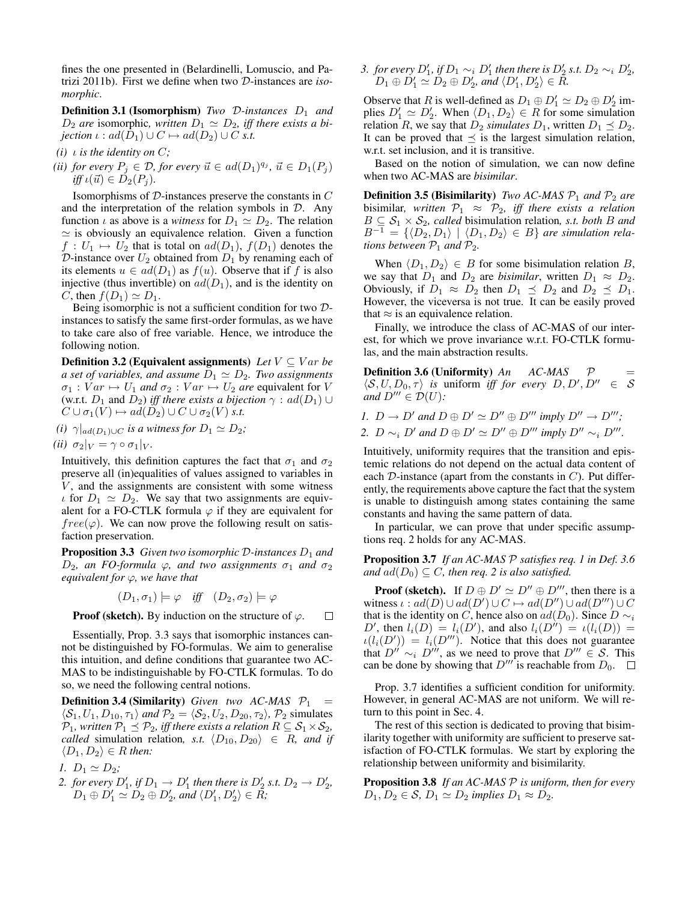fines the one presented in (Belardinelli, Lomuscio, and Patrizi 2011b). First we define when two $\mathcal{D}$-instances are *isomorphic*.

**Definition 3.1 (Isomorphism)** *Two $\mathcal{D}$-instances $D_1$ and $D_2$ are* isomorphic*, written $D_1 \simeq D_2$, iff there exists a bijection $\iota : ad(D_1) \cup C \mapsto ad(D_2) \cup C$ s.t.*

*(i) $\iota$ is the identity on $C$;*

*(ii) for every $P_j \in \mathcal{D}$, for every $\vec{u} \in ad(D_1)^{q_j}$, $\vec{u} \in D_1(P_j)$ iff $\iota(\vec{u}) \in D_2(P_j)$.*

Isomorphisms of $\mathcal{D}$-instances preserve the constants in $C$ and the interpretation of the relation symbols in $\mathcal{D}$. Any function $\iota$ as above is a *witness* for $D_1 \simeq D_2$. The relation $\simeq$ is obviously an equivalence relation. Given a function $f : U_1 \mapsto U_2$ that is total on $ad(D_1)$, $f(D_1)$ denotes the $\mathcal{D}$-instance over $U_2$ obtained from $D_1$ by renaming each of its elements $u \in ad(D_1)$ as $f(u)$. Observe that if $f$ is also injective (thus invertible) on $ad(D_1)$, and is the identity on $C$, then $f(D_1) \simeq D_1$.

Being isomorphic is not a sufficient condition for two $\mathcal{D}$-instances to satisfy the same first-order formulas, as we have to take care also of free variable. Hence, we introduce the following notion.

**Definition 3.2 (Equivalent assignments)** *Let $V \subseteq Var$ be a set of variables, and assume $D_1 \simeq D_2$. Two assignments $\sigma_1 : Var \mapsto U_1$ and $\sigma_2 : Var \mapsto U_2$ are* equivalent for $V$ (w.r.t. $D_1$ and $D_2$) *iff there exists a bijection $\gamma : ad(D_1) \cup C \cup \sigma_1(V) \mapsto ad(D_2) \cup C \cup \sigma_2(V)$ s.t.*

*(i) $\gamma|_{ad(D_1) \cup C}$ is a witness for $D_1 \simeq D_2$;*

*(ii) $\sigma_2|_V = \gamma \circ \sigma_1|_V$.*

Intuitively, this definition captures the fact that $\sigma_1$ and $\sigma_2$ preserve all (in)equalities of values assigned to variables in $V$, and the assignments are consistent with some witness $\iota$ for $D_1 \simeq D_2$. We say that two assignments are equivalent for a FO-CTLK formula $\varphi$ if they are equivalent for $free(\varphi)$. We can now prove the following result on satisfaction preservation.

**Proposition 3.3** *Given two isomorphic $\mathcal{D}$-instances $D_1$ and $D_2$, an FO-formula $\varphi$, and two assignments $\sigma_1$ and $\sigma_2$ equivalent for $\varphi$, we have that*

$$(D_1, \sigma_1) \models \varphi \quad \textit{iff} \quad (D_2, \sigma_2) \models \varphi$$

**Proof (sketch).** By induction on the structure of $\varphi$. $\square$

Essentially, Prop. 3.3 says that isomorphic instances cannot be distinguished by FO-formulas. We aim to generalise this intuition, and define conditions that guarantee two AC-MAS to be indistinguishable by FO-CTLK formulas. To do so, we need the following central notions.

**Definition 3.4 (Similarity)** *Given two AC-MAS $\mathcal{P}_1 = \langle \mathcal{S}_1, U_1, D_{10}, \tau_1 \rangle$ and $\mathcal{P}_2 = \langle \mathcal{S}_2, U_2, D_{20}, \tau_2 \rangle$, $\mathcal{P}_2$ simulates $\mathcal{P}_1$, written $\mathcal{P}_1 \preceq \mathcal{P}_2$, iff there exists a relation $R \subseteq \mathcal{S}_1 \times \mathcal{S}_2$, called* simulation relation*, s.t. $\langle D_{10}, D_{20} \rangle \in R$, and if $\langle D_1, D_2 \rangle \in R$ then:*

1. *$D_1 \simeq D_2$;*
2. *for every $D_1'$, if $D_1 \rightarrow D_1'$ then there is $D_2'$ s.t. $D_2 \rightarrow D_2'$, $D_1 \oplus D_1' \simeq D_2 \oplus D_2'$, and $\langle D_1', D_2' \rangle \in R$;*
3. *for every $D_1'$, if $D_1 \sim_i D_1'$ then there is $D_2'$ s.t. $D_2 \sim_i D_2'$, $D_1 \oplus D_1' \simeq D_2 \oplus D_2'$, and $\langle D_1', D_2' \rangle \in R$.*

Observe that $R$ is well-defined as $D_1 \oplus D_1' \simeq D_2 \oplus D_2'$ implies $D_1' \simeq D_2'$. When $\langle D_1, D_2 \rangle \in R$ for some simulation relation $R$, we say that $D_2$ *simulates* $D_1$, written $D_1 \preceq D_2$. It can be proved that $\preceq$ is the largest simulation relation, w.r.t. set inclusion, and it is transitive.

Based on the notion of simulation, we can now define when two AC-MAS are *bisimilar*.

**Definition 3.5 (Bisimilarity)** *Two AC-MAS $\mathcal{P}_1$ and $\mathcal{P}_2$ are* bisimilar*, written $\mathcal{P}_1 \approx \mathcal{P}_2$, iff there exists a relation $B \subseteq \mathcal{S}_1 \times \mathcal{S}_2$, called* bisimulation relation*, s.t. both $B$ and $B^{-1} = \{\langle D_2, D_1 \rangle \mid \langle D_1, D_2 \rangle \in B\}$ are simulation relations between $\mathcal{P}_1$ and $\mathcal{P}_2$.*

When $\langle D_1, D_2 \rangle \in B$ for some bisimulation relation $B$, we say that $D_1$ and $D_2$ are *bisimilar*, written $D_1 \approx D_2$. Obviously, if $D_1 \approx D_2$ then $D_1 \preceq D_2$ and $D_2 \preceq D_1$. However, the viceversa is not true. It can be easily proved that $\approx$ is an equivalence relation.

Finally, we introduce the class of AC-MAS of our interest, for which we prove invariance w.r.t. FO-CTLK formulas, and the main abstraction results.

**Definition 3.6 (Uniformity)** *An AC-MAS $\mathcal{P} = \langle \mathcal{S}, U, D_0, \tau \rangle$ is* uniform *iff for every $D, D', D'' \in \mathcal{S}$ and $D''' \in \mathcal{D}(U)$:*

1. *$D \rightarrow D'$ and $D \oplus D' \simeq D'' \oplus D'''$ imply $D'' \rightarrow D'''$;*
2. *$D \sim_i D'$ and $D \oplus D' \simeq D'' \oplus D'''$ imply $D'' \sim_i D'''$.*

Intuitively, uniformity requires that the transition and epistemic relations do not depend on the actual data content of each $\mathcal{D}$-instance (apart from the constants in $C$). Put differently, the requirements above capture the fact that the system is unable to distinguish among states containing the same constants and having the same pattern of data.

In particular, we can prove that under specific assumptions req. 2 holds for any AC-MAS.

**Proposition 3.7** *If an AC-MAS $\mathcal{P}$ satisfies req. 1 in Def. 3.6 and $ad(D_0) \subseteq C$, then req. 2 is also satisfied.*

**Proof (sketch).** If $D \oplus D' \simeq D'' \oplus D'''$, then there is a witness $\iota : ad(D) \cup ad(D') \cup C \mapsto ad(D'') \cup ad(D''') \cup C$ that is the identity on $C$, hence also on $ad(D_0)$. Since $D \sim_i D'$, then $l_i(D) = l_i(D')$, and also $l_i(D'') = \iota(l_i(D)) = \iota(l_i(D')) = l_i(D''')$. Notice that this does not guarantee that $D'' \sim_i D'''$, as we need to prove that $D''' \in \mathcal{S}$. This can be done by showing that $D'''$ is reachable from $D_0$. $\square$

Prop. 3.7 identifies a sufficient condition for uniformity. However, in general AC-MAS are not uniform. We will return to this point in Sec. 4.

The rest of this section is dedicated to proving that bisimilarity together with uniformity are sufficient to preserve satisfaction of FO-CTLK formulas. We start by exploring the relationship between uniformity and bisimilarity.

**Proposition 3.8** *If an AC-MAS $\mathcal{P}$ is uniform, then for every $D_1, D_2 \in \mathcal{S}$, $D_1 \simeq D_2$ implies $D_1 \approx D_2$.*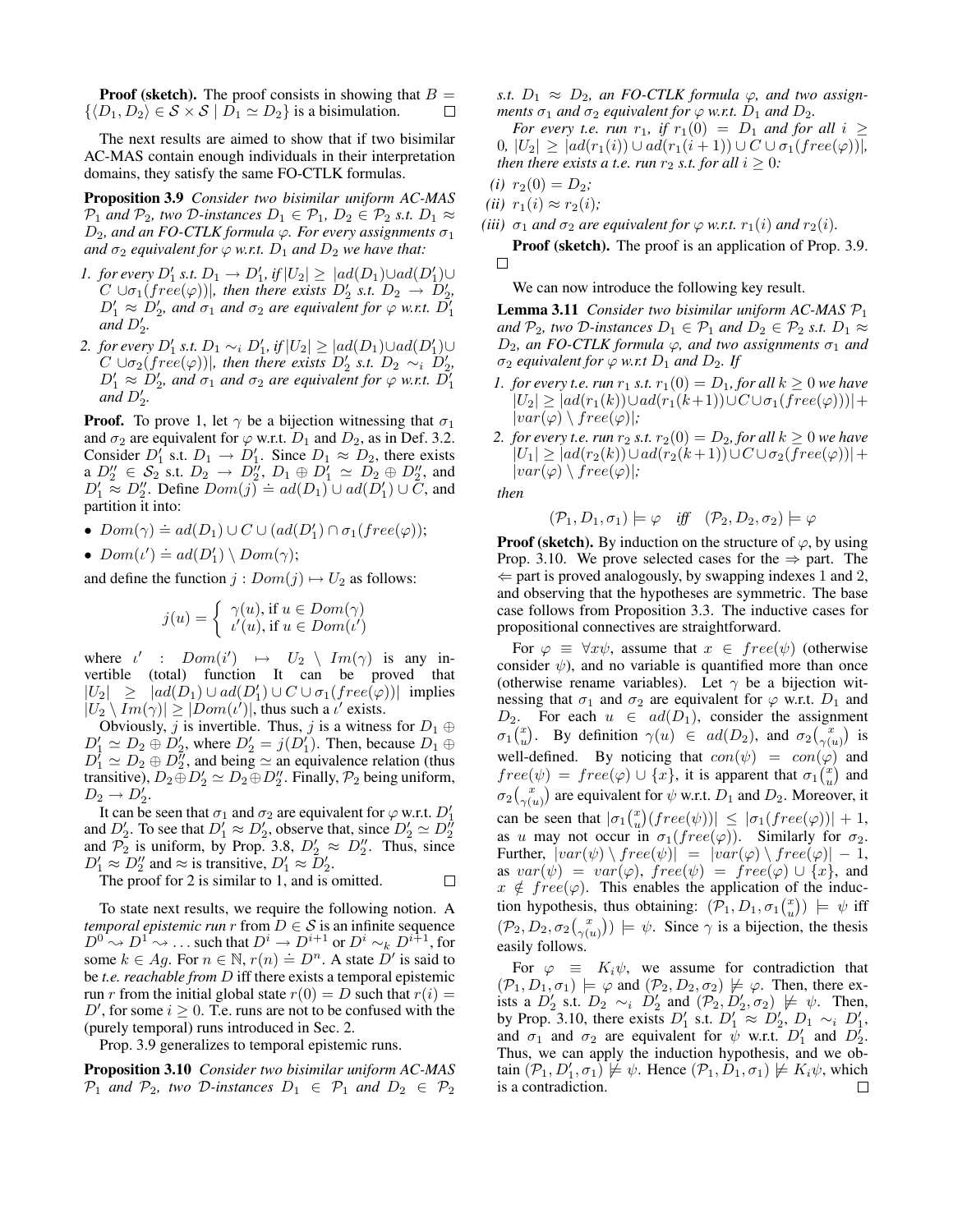**Proof (sketch).** The proof consists in showing that $B = \{\langle D_1, D_2\rangle \in \mathcal{S} \times \mathcal{S} \mid D_1 \simeq D_2\}$ is a bisimulation. $\square$

The next results are aimed to show that if two bisimilar AC-MAS contain enough individuals in their interpretation domains, they satisfy the same FO-CTLK formulas.

**Proposition 3.9** *Consider two bisimilar uniform AC-MAS $\mathcal{P}_1$ and $\mathcal{P}_2$, two $\mathcal{D}$-instances $D_1 \in \mathcal{P}_1$, $D_2 \in \mathcal{P}_2$ s.t. $D_1 \approx D_2$, and an FO-CTLK formula $\varphi$. For every assignments $\sigma_1$ and $\sigma_2$ equivalent for $\varphi$ w.r.t. $D_1$ and $D_2$ we have that:*

1. *for every $D'_1$ s.t. $D_1 \to D'_1$, if $|U_2| \geq |ad(D_1) \cup ad(D'_1) \cup C \cup \sigma_1(free(\varphi))|$, then there exists $D'_2$ s.t. $D_2 \to D'_2$, $D'_1 \approx D'_2$, and $\sigma_1$ and $\sigma_2$ are equivalent for $\varphi$ w.r.t. $D'_1$ and $D'_2$.*
2. *for every $D'_1$ s.t. $D_1 \sim_i D'_1$, if $|U_2| \geq |ad(D_1) \cup ad(D'_1) \cup C \cup \sigma_2(free(\varphi))|$, then there exists $D'_2$ s.t. $D_2 \sim_i D'_2$, $D'_1 \approx D'_2$, and $\sigma_1$ and $\sigma_2$ are equivalent for $\varphi$ w.r.t. $D'_1$ and $D'_2$.*

**Proof.** To prove 1, let $\gamma$ be a bijection witnessing that $\sigma_1$ and $\sigma_2$ are equivalent for $\varphi$ w.r.t. $D_1$ and $D_2$, as in Def. 3.2. Consider $D'_1$ s.t. $D_1 \to D'_1$. Since $D_1 \approx D_2$, there exists a $D''_2 \in \mathcal{S}_2$ s.t. $D_2 \to D''_2$, $D_1 \oplus D'_1 \simeq D_2 \oplus D''_2$, and $D'_1 \approx D''_2$. Define $Dom(j) \doteq ad(D_1) \cup ad(D'_1) \cup C$, and partition it into:

- $Dom(\gamma) \doteq ad(D_1) \cup C \cup (ad(D'_1) \cap \sigma_1(free(\varphi)))$;
- $Dom(\iota') \doteq ad(D'_1) \setminus Dom(\gamma)$;

and define the function $j : Dom(j) \mapsto U_2$ as follows:

$$j(u) = \begin{cases} \gamma(u), \text{ if } u \in Dom(\gamma) \\ \iota'(u), \text{ if } u \in Dom(\iota') \end{cases}$$

where $\iota' : Dom(i') \mapsto U_2 \setminus Im(\gamma)$ is any invertible (total) function It can be proved that $|U_2| \geq |ad(D_1) \cup ad(D'_1) \cup C \cup \sigma_1(free(\varphi))|$ implies $|U_2 \setminus Im(\gamma)| \geq |Dom(\iota')|$, thus such a $\iota'$ exists.

Obviously, $j$ is invertible. Thus, $j$ is a witness for $D_1 \oplus D'_1 \simeq D_2 \oplus D'_2$, where $D'_2 = j(D'_1)$. Then, because $D_1 \oplus D'_1 \simeq D_2 \oplus D''_2$, and being $\simeq$ an equivalence relation (thus transitive), $D_2 \oplus D'_2 \simeq D_2 \oplus D''_2$. Finally, $\mathcal{P}_2$ being uniform, $D_2 \to D'_2$.

It can be seen that $\sigma_1$ and $\sigma_2$ are equivalent for $\varphi$ w.r.t. $D'_1$ and $D'_2$. To see that $D'_1 \approx D'_2$, observe that, since $D'_2 \simeq D''_2$ and $\mathcal{P}_2$ is uniform, by Prop. 3.8, $D'_2 \approx D''_2$. Thus, since $D'_1 \approx D''_2$ and $\approx$ is transitive, $D'_1 \approx D'_2$.

The proof for 2 is similar to 1, and is omitted. $\square$

To state next results, we require the following notion. A *temporal epistemic run* $r$ from $D \in \mathcal{S}$ is an infinite sequence $D^0 \rightsquigarrow D^1 \rightsquigarrow \ldots$ such that $D^i \to D^{i+1}$ or $D^i \sim_k D^{i+1}$, for some $k \in Ag$. For $n \in \mathbb{N}$, $r(n) \doteq D^n$. A state $D'$ is said to be *t.e. reachable from* $D$ iff there exists a temporal epistemic run $r$ from the initial global state $r(0) = D$ such that $r(i) = D'$, for some $i \geq 0$. T.e. runs are not to be confused with the (purely temporal) runs introduced in Sec. 2.

Prop. 3.9 generalizes to temporal epistemic runs.

**Proposition 3.10** *Consider two bisimilar uniform AC-MAS $\mathcal{P}_1$ and $\mathcal{P}_2$, two $\mathcal{D}$-instances $D_1 \in \mathcal{P}_1$ and $D_2 \in \mathcal{P}_2$ s.t. $D_1 \approx D_2$, an FO-CTLK formula $\varphi$, and two assignments $\sigma_1$ and $\sigma_2$ equivalent for $\varphi$ w.r.t. $D_1$ and $D_2$.*

*For every t.e. run $r_1$, if $r_1(0) = D_1$ and for all $i \geq 0$, $|U_2| \geq |ad(r_1(i)) \cup ad(r_1(i+1)) \cup C \cup \sigma_1(free(\varphi))|$, then there exists a t.e. run $r_2$ s.t. for all $i \geq 0$:*

*(i)* $r_2(0) = D_2$;
*(ii)* $r_1(i) \approx r_2(i)$;
*(iii)* $\sigma_1$ and $\sigma_2$ are equivalent for $\varphi$ w.r.t. $r_1(i)$ and $r_2(i)$.

**Proof (sketch).** The proof is an application of Prop. 3.9. $\square$

We can now introduce the following key result.

**Lemma 3.11** *Consider two bisimilar uniform AC-MAS $\mathcal{P}_1$ and $\mathcal{P}_2$, two $\mathcal{D}$-instances $D_1 \in \mathcal{P}_1$ and $D_2 \in \mathcal{P}_2$ s.t. $D_1 \approx D_2$, an FO-CTLK formula $\varphi$, and two assignments $\sigma_1$ and $\sigma_2$ equivalent for $\varphi$ w.r.t $D_1$ and $D_2$. If*

1. *for every t.e. run $r_1$ s.t. $r_1(0) = D_1$, for all $k \geq 0$ we have $|U_2| \geq |ad(r_1(k)) \cup ad(r_1(k+1)) \cup C \cup \sigma_1(free(\varphi)))| + |var(\varphi) \setminus free(\varphi)|$;*
2. *for every t.e. run $r_2$ s.t. $r_2(0) = D_2$, for all $k \geq 0$ we have $|U_1| \geq |ad(r_2(k)) \cup ad(r_2(k+1)) \cup C \cup \sigma_2(free(\varphi))| + |var(\varphi) \setminus free(\varphi)|$;*

*then*

$$(\mathcal{P}_1, D_1, \sigma_1) \models \varphi \quad \textit{iff} \quad (\mathcal{P}_2, D_2, \sigma_2) \models \varphi$$

**Proof (sketch).** By induction on the structure of $\varphi$, by using Prop. 3.10. We prove selected cases for the $\Rightarrow$ part. The $\Leftarrow$ part is proved analogously, by swapping indexes 1 and 2, and observing that the hypotheses are symmetric. The base case follows from Proposition 3.3. The inductive cases for propositional connectives are straightforward.

For $\varphi \equiv \forall x \psi$, assume that $x \in free(\psi)$ (otherwise consider $\psi$), and no variable is quantified more than once (otherwise rename variables). Let $\gamma$ be a bijection witnessing that $\sigma_1$ and $\sigma_2$ are equivalent for $\varphi$ w.r.t. $D_1$ and $D_2$. For each $u \in ad(D_1)$, consider the assignment $\sigma_1\binom{x}{u}$. By definition $\gamma(u) \in ad(D_2)$, and $\sigma_2\binom{x}{\gamma(u)}$ is well-defined. By noticing that $con(\psi) = con(\varphi)$ and $free(\psi) = free(\varphi) \cup \{x\}$, it is apparent that $\sigma_1\binom{x}{u}$ and $\sigma_2\binom{x}{\gamma(u)}$ are equivalent for $\psi$ w.r.t. $D_1$ and $D_2$. Moreover, it can be seen that $|\sigma_1\binom{x}{u}(free(\psi))| \leq |\sigma_1(free(\varphi))| + 1$, as $u$ may not occur in $\sigma_1(free(\varphi))$. Similarly for $\sigma_2$. Further, $|var(\psi) \setminus free(\psi)| = |var(\varphi) \setminus free(\varphi)| - 1$, as $var(\psi) = var(\varphi)$, $free(\psi) = free(\varphi) \cup \{x\}$, and $x \notin free(\varphi)$. This enables the application of the induction hypothesis, thus obtaining: $(\mathcal{P}_1, D_1, \sigma_1\binom{x}{u}) \models \psi$ iff $(\mathcal{P}_2, D_2, \sigma_2\binom{x}{\gamma(u)}) \models \psi$. Since $\gamma$ is a bijection, the thesis easily follows.

For $\varphi \equiv K_i \psi$, we assume for contradiction that $(\mathcal{P}_1, D_1, \sigma_1) \models \varphi$ and $(\mathcal{P}_2, D_2, \sigma_2) \not\models \varphi$. Then, there exists a $D'_2$ s.t. $D_2 \sim_i D'_2$ and $(\mathcal{P}_2, D'_2, \sigma_2) \not\models \psi$. Then, by Prop. 3.10, there exists $D'_1$ s.t. $D'_1 \approx D'_2$, $D_1 \sim_i D'_1$, and $\sigma_1$ and $\sigma_2$ are equivalent for $\psi$ w.r.t. $D'_1$ and $D'_2$. Thus, we can apply the induction hypothesis, and we obtain $(\mathcal{P}_1, D'_1, \sigma_1) \not\models \psi$. Hence $(\mathcal{P}_1, D_1, \sigma_1) \not\models K_i \psi$, which is a contradiction. $\square$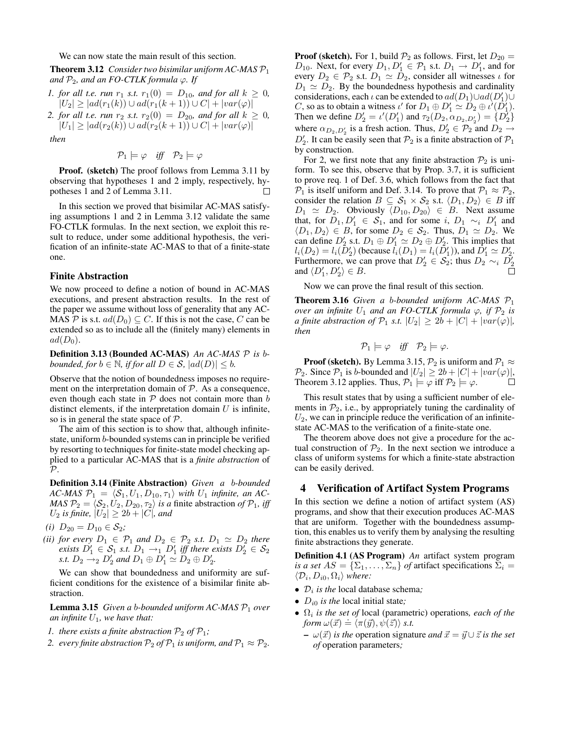We can now state the main result of this section.

**Theorem 3.12** *Consider two bisimilar uniform AC-MAS $\mathcal{P}_1$ and $\mathcal{P}_2$, and an FO-CTLK formula $\varphi$. If*

1. *for all t.e. run $r_1$ s.t. $r_1(0) = D_{10}$, and for all $k \geq 0$, $|U_2| \geq |ad(r_1(k)) \cup ad(r_1(k+1)) \cup C| + |var(\varphi)|$*
2. *for all t.e. run $r_2$ s.t. $r_2(0) = D_{20}$, and for all $k \geq 0$, $|U_1| \geq |ad(r_2(k)) \cup ad(r_2(k+1)) \cup C| + |var(\varphi)|$*

*then*

$$\mathcal{P}_1 \models \varphi \quad \textit{iff} \quad \mathcal{P}_2 \models \varphi$$

**Proof. (sketch)** The proof follows from Lemma 3.11 by observing that hypotheses 1 and 2 imply, respectively, hypotheses 1 and 2 of Lemma 3.11. □

In this section we proved that bisimilar AC-MAS satisfying assumptions 1 and 2 in Lemma 3.12 validate the same FO-CTLK formulas. In the next section, we exploit this result to reduce, under some additional hypothesis, the verification of an infinite-state AC-MAS to that of a finite-state one.

### Finite Abstraction

We now proceed to define a notion of bound in AC-MAS executions, and present abstraction results. In the rest of the paper we assume without loss of generality that any AC-MAS $\mathcal{P}$ is s.t. $ad(D_0) \subseteq C$. If this is not the case, $C$ can be extended so as to include all the (finitely many) elements in $ad(D_0)$.

**Definition 3.13 (Bounded AC-MAS)** *An AC-MAS $\mathcal{P}$ is $b$-bounded, for $b \in \mathbb{N}$, if for all $D \in \mathcal{S}$, $|ad(D)| \leq b$.*

Observe that the notion of boundedness imposes no requirement on the interpretation domain of $\mathcal{P}$. As a consequence, even though each state in $\mathcal{P}$ does not contain more than $b$ distinct elements, if the interpretation domain $U$ is infinite, so is in general the state space of $\mathcal{P}$.

The aim of this section is to show that, although infinite-state, uniform $b$-bounded systems can in principle be verified by resorting to techniques for finite-state model checking applied to a particular AC-MAS that is a *finite abstraction* of $\mathcal{P}$.

**Definition 3.14 (Finite Abstraction)** *Given a $b$-bounded AC-MAS $\mathcal{P}_1 = \langle \mathcal{S}_1, U_1, D_{10}, \tau_1 \rangle$ with $U_1$ infinite, an AC-MAS $\mathcal{P}_2 = \langle \mathcal{S}_2, U_2, D_{20}, \tau_2 \rangle$ is a* finite abstraction *of $\mathcal{P}_1$, iff $U_2$ is finite, $|U_2| \geq 2b + |C|$, and*

*(i) $D_{20} = D_{10} \in \mathcal{S}_2$;*

*(ii) for every $D_1 \in \mathcal{P}_1$ and $D_2 \in \mathcal{P}_2$ s.t. $D_1 \simeq D_2$ there exists $D_1' \in \mathcal{S}_1$ s.t. $D_1 \rightarrow_1 D_1'$ iff there exists $D_2' \in \mathcal{S}_2$ s.t. $D_2 \rightarrow_2 D_2'$ and $D_1 \oplus D_1' \simeq D_2 \oplus D_2'$.*

We can show that boundedness and uniformity are sufficient conditions for the existence of a bisimilar finite abstraction.

**Lemma 3.15** *Given a $b$-bounded uniform AC-MAS $\mathcal{P}_1$ over an infinite $U_1$, we have that:*

1. *there exists a finite abstraction $\mathcal{P}_2$ of $\mathcal{P}_1$;*
2. *every finite abstraction $\mathcal{P}_2$ of $\mathcal{P}_1$ is uniform, and $\mathcal{P}_1 \approx \mathcal{P}_2$.*

**Proof (sketch).** For 1, build $\mathcal{P}_2$ as follows. First, let $D_{20} = D_{10}$. Next, for every $D_1, D_1' \in \mathcal{P}_1$ s.t. $D_1 \rightarrow D_1'$, and for every $D_2 \in \mathcal{P}_2$ s.t. $D_1 \simeq D_2$, consider all witnesses $\iota$ for $D_1 \simeq D_2$. By the boundedness hypothesis and cardinality considerations, each $\iota$ can be extended to $ad(D_1) \cup ad(D_1') \cup C$, so as to obtain a witness $\iota'$ for $D_1 \oplus D_1' \simeq D_2 \oplus \iota'(D_1')$. Then we define $D_2' = \iota'(D_1')$ and $\tau_2(D_2, \alpha_{D_2, D_2'}) = \{D_2'\}$ where $\alpha_{D_2, D_2'}$ is a fresh action. Thus, $D_2' \in \mathcal{P}_2$ and $D_2 \rightarrow D_2'$. It can be easily seen that $\mathcal{P}_2$ is a finite abstraction of $\mathcal{P}_1$ by construction.

For 2, we first note that any finite abstraction $\mathcal{P}_2$ is uniform. To see this, observe that by Prop. 3.7, it is sufficient to prove req. 1 of Def. 3.6, which follows from the fact that $\mathcal{P}_1$ is itself uniform and Def. 3.14. To prove that $\mathcal{P}_1 \approx \mathcal{P}_2$, consider the relation $B \subseteq \mathcal{S}_1 \times \mathcal{S}_2$ s.t. $\langle D_1, D_2 \rangle \in B$ iff $D_1 \simeq D_2$. Obviously $\langle D_{10}, D_{20} \rangle \in B$. Next assume that, for $D_1, D_1' \in \mathcal{S}_1$, and for some $i$, $D_1 \sim_i D_1'$ and $\langle D_1, D_2 \rangle \in B$, for some $D_2 \in \mathcal{S}_2$. Thus, $D_1 \simeq D_2$. We can define $D_2'$ s.t. $D_1 \oplus D_1' \simeq D_2 \oplus D_2'$. This implies that $l_i(D_2) = l_i(D_2')$ (because $l_i(D_1) = l_i(D_1')$), and $D_1' \simeq D_2'$. Furthermore, we can prove that $D_2' \in \mathcal{S}_2$; thus $D_2 \sim_i D_2'$ and $\langle D_1', D_2' \rangle \in B$. □

Now we can prove the final result of this section.

**Theorem 3.16** *Given a $b$-bounded uniform AC-MAS $\mathcal{P}_1$ over an infinite $U_1$ and an FO-CTLK formula $\varphi$, if $\mathcal{P}_2$ is a finite abstraction of $\mathcal{P}_1$ s.t. $|U_2| \geq 2b + |C| + |var(\varphi)|$, then*

$$\mathcal{P}_1 \models \varphi \quad \textit{iff} \quad \mathcal{P}_2 \models \varphi.$$

**Proof (sketch).** By Lemma 3.15, $\mathcal{P}_2$ is uniform and $\mathcal{P}_1 \approx \mathcal{P}_2$. Since $\mathcal{P}_1$ is $b$-bounded and $|U_2| \geq 2b + |C| + |var(\varphi)|$, Theorem 3.12 applies. Thus, $\mathcal{P}_1 \models \varphi$ iff $\mathcal{P}_2 \models \varphi$. □

This result states that by using a sufficient number of elements in $\mathcal{P}_2$, i.e., by appropriately tuning the cardinality of $U_2$, we can in principle reduce the verification of an infinite-state AC-MAS to the verification of a finite-state one.

The theorem above does not give a procedure for the actual construction of $\mathcal{P}_2$. In the next section we introduce a class of uniform systems for which a finite-state abstraction can be easily derived.

## 4 Verification of Artifact System Programs

In this section we define a notion of artifact system (AS) programs, and show that their execution produces AC-MAS that are uniform. Together with the boundedness assumption, this enables us to verify them by analysing the resulting finite abstractions they generate.

**Definition 4.1 (AS Program)** *An* artifact system program *is a set $AS = \{\Sigma_1, \ldots, \Sigma_n\}$ of* artifact specifications *$\Sigma_i = \langle \mathcal{D}_i, D_{i0}, \Omega_i \rangle$ where:*

- *$\mathcal{D}_i$ is the* local database schema*;*
- *$D_{i0}$ is the* local initial state*;*
- *$\Omega_i$ is the set of* local (parametric) operations*, each of the form $\omega(\vec{x}) \doteq \langle \pi(\vec{y}), \psi(\vec{z}) \rangle$ s.t.*
  - *$\omega(\vec{x})$ is the* operation signature *and $\vec{x} = \vec{y} \cup \vec{z}$ is the set of* operation parameters*;*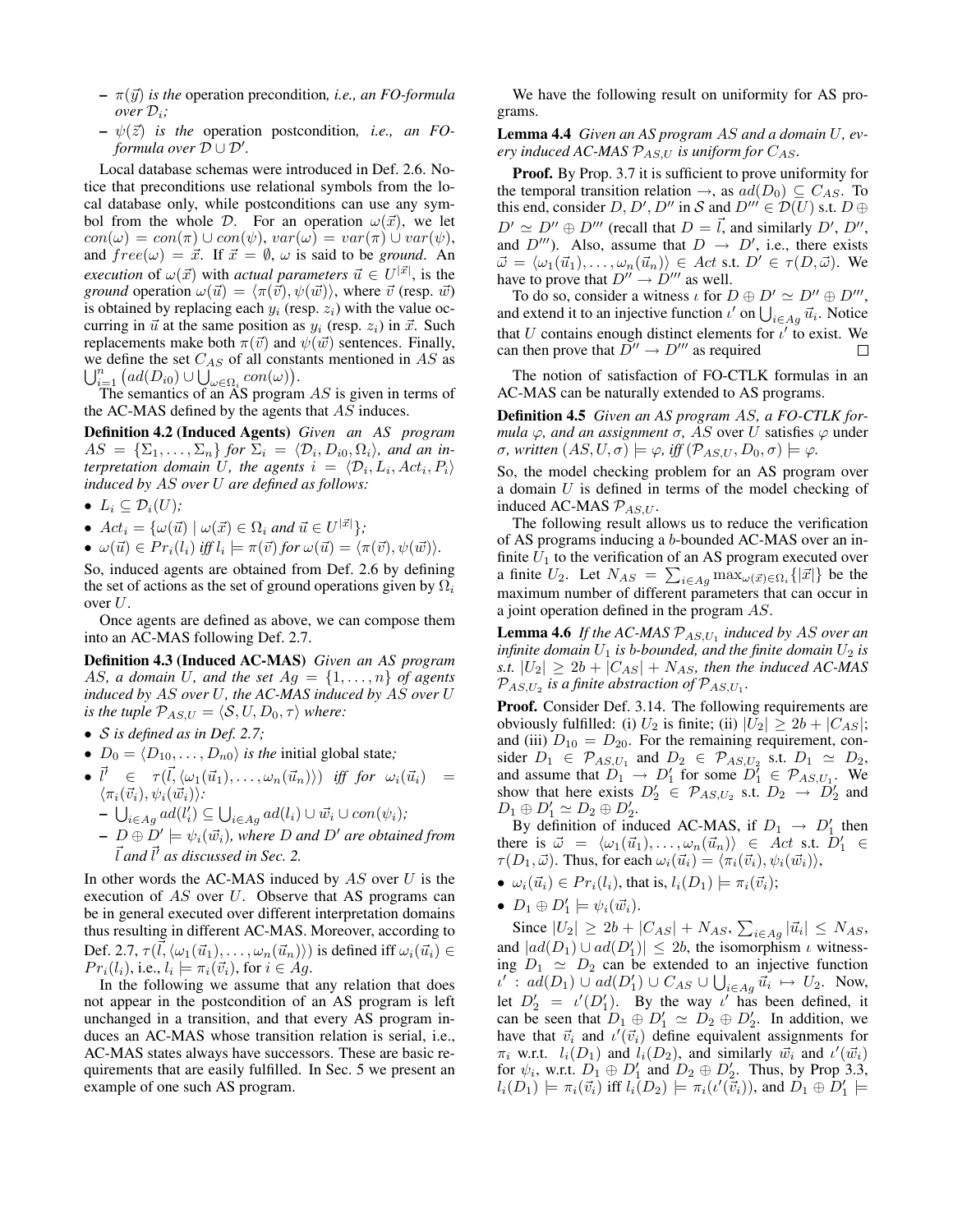– $\pi(\vec{y})$ *is the* operation precondition*, i.e., an FO-formula over* $\mathcal{D}_i$*;*

– $\psi(\vec{z})$ *is the* operation postcondition*, i.e., an FO-formula over* $\mathcal{D} \cup \mathcal{D}'$.

Local database schemas were introduced in Def. 2.6. Notice that preconditions use relational symbols from the local database only, while postconditions can use any symbol from the whole $\mathcal{D}$. For an operation $\omega(\vec{x})$, we let $con(\omega) = con(\pi) \cup con(\psi)$, $var(\omega) = var(\pi) \cup var(\psi)$, and $free(\omega) = \vec{x}$. If $\vec{x} = \emptyset$, $\omega$ is said to be *ground*. An *execution* of $\omega(\vec{x})$ with *actual parameters* $\vec{u} \in U^{|\vec{x}|}$, is the *ground* operation $\omega(\vec{u}) = \langle \pi(\vec{v}), \psi(\vec{w}) \rangle$, where $\vec{v}$ (resp. $\vec{w}$) is obtained by replacing each $y_i$ (resp. $z_i$) with the value occurring in $\vec{u}$ at the same position as $y_i$ (resp. $z_i$) in $\vec{x}$. Such replacements make both $\pi(\vec{v})$ and $\psi(\vec{w})$ sentences. Finally, we define the set $C_{AS}$ of all constants mentioned in $AS$ as $\bigcup_{i=1}^{n} \left( ad(D_{i0}) \cup \bigcup_{\omega \in \Omega_i} con(\omega) \right)$.

The semantics of an AS program $AS$ is given in terms of the AC-MAS defined by the agents that $AS$ induces.

**Definition 4.2 (Induced Agents)** *Given an AS program* $AS = \{\Sigma_1, \ldots, \Sigma_n\}$ *for* $\Sigma_i = \langle \mathcal{D}_i, D_{i0}, \Omega_i \rangle$*, and an interpretation domain* $U$*, the agents* $i = \langle \mathcal{D}_i, L_i, Act_i, P_i \rangle$ *induced by* $AS$ *over* $U$ *are defined as follows:*

- $L_i \subseteq \mathcal{D}_i(U)$*;*
- $Act_i = \{\omega(\vec{u}) \mid \omega(\vec{x}) \in \Omega_i \text{ and } \vec{u} \in U^{|\vec{x}|}\}$*;*
- $\omega(\vec{u}) \in Pr_i(l_i)$ *iff* $l_i \models \pi(\vec{v})$ *for* $\omega(\vec{u}) = \langle \pi(\vec{v}), \psi(\vec{w}) \rangle$.

So, induced agents are obtained from Def. 2.6 by defining the set of actions as the set of ground operations given by $\Omega_i$ over $U$.

Once agents are defined as above, we can compose them into an AC-MAS following Def. 2.7.

**Definition 4.3 (Induced AC-MAS)** *Given an AS program* $AS$*, a domain* $U$*, and the set* $Ag = \{1, \ldots, n\}$ *of agents induced by* $AS$ *over* $U$*, the AC-MAS induced by* $AS$ *over* $U$ *is the tuple* $\mathcal{P}_{AS,U} = \langle \mathcal{S}, U, D_0, \tau \rangle$ *where:*

- $\mathcal{S}$ *is defined as in Def. 2.7;*
- $D_0 = \langle D_{10}, \ldots, D_{n0} \rangle$ *is the* initial global state*;*
- $\vec{l'} \in \tau(\vec{l}, \langle \omega_1(\vec{u}_1), \ldots, \omega_n(\vec{u}_n) \rangle)$ *iff for* $\omega_i(\vec{u}_i) = \langle \pi_i(\vec{v}_i), \psi_i(\vec{w}_i) \rangle$*:*
  - $\bigcup_{i \in Ag} ad(l'_i) \subseteq \bigcup_{i \in Ag} ad(l_i) \cup \vec{w}_i \cup con(\psi_i)$*;*
  - $D \oplus D' \models \psi_i(\vec{w}_i)$*, where* $D$ *and* $D'$ *are obtained from* $\vec{l}$ *and* $\vec{l'}$ *as discussed in Sec. 2.*

In other words the AC-MAS induced by $AS$ over $U$ is the execution of $AS$ over $U$. Observe that AS programs can be in general executed over different interpretation domains thus resulting in different AC-MAS. Moreover, according to Def. 2.7, $\tau(\vec{l}, \langle \omega_1(\vec{u}_1), \ldots, \omega_n(\vec{u}_n) \rangle)$ is defined iff $\omega_i(\vec{u}_i) \in Pr_i(l_i)$, i.e., $l_i \models \pi_i(\vec{v}_i)$, for $i \in Ag$.

In the following we assume that any relation that does not appear in the postcondition of an AS program is left unchanged in a transition, and that every AS program induces an AC-MAS whose transition relation is serial, i.e., AC-MAS states always have successors. These are basic requirements that are easily fulfilled. In Sec. 5 we present an example of one such AS program.

We have the following result on uniformity for AS programs.

**Lemma 4.4** *Given an AS program* $AS$ *and a domain* $U$*, every induced AC-MAS* $\mathcal{P}_{AS,U}$ *is uniform for* $C_{AS}$.

**Proof.** By Prop. 3.7 it is sufficient to prove uniformity for the temporal transition relation $\to$, as $ad(D_0) \subseteq C_{AS}$. To this end, consider $D, D', D''$ in $\mathcal{S}$ and $D''' \in \mathcal{D}(U)$ s.t. $D \oplus D' \simeq D'' \oplus D'''$ (recall that $D = \vec{l}$, and similarly $D'$, $D''$, and $D'''$). Also, assume that $D \to D'$, i.e., there exists $\vec{\omega} = \langle \omega_1(\vec{u}_1), \ldots, \omega_n(\vec{u}_n) \rangle \in Act$ s.t. $D' \in \tau(D, \vec{\omega})$. We have to prove that $D'' \to D'''$ as well.

To do so, consider a witness $\iota$ for $D \oplus D' \simeq D'' \oplus D'''$, and extend it to an injective function $\iota'$ on $\bigcup_{i \in Ag} \vec{u}_i$. Notice that $U$ contains enough distinct elements for $\iota'$ to exist. We can then prove that $D'' \to D'''$ as required □

The notion of satisfaction of FO-CTLK formulas in an AC-MAS can be naturally extended to AS programs.

**Definition 4.5** *Given an AS program* $AS$*, a FO-CTLK formula* $\varphi$*, and an assignment* $\sigma$*,* $AS$ *over* $U$ *satisfies* $\varphi$ *under* $\sigma$*, written* $(AS, U, \sigma) \models \varphi$*, iff* $(\mathcal{P}_{AS,U}, D_0, \sigma) \models \varphi$.

So, the model checking problem for an AS program over a domain $U$ is defined in terms of the model checking of induced AC-MAS $\mathcal{P}_{AS,U}$.

The following result allows us to reduce the verification of AS programs inducing a $b$-bounded AC-MAS over an infinite $U_1$ to the verification of an AS program executed over a finite $U_2$. Let $N_{AS} = \sum_{i \in Ag} \max_{\omega(\vec{x}) \in \Omega_i} \{|\vec{x}|\}$ be the maximum number of different parameters that can occur in a joint operation defined in the program $AS$.

**Lemma 4.6** *If the AC-MAS* $\mathcal{P}_{AS,U_1}$ *induced by* $AS$ *over an infinite domain* $U_1$ *is* $b$*-bounded, and the finite domain* $U_2$ *is s.t.* $|U_2| \geq 2b + |C_{AS}| + N_{AS}$*, then the induced AC-MAS* $\mathcal{P}_{AS,U_2}$ *is a finite abstraction of* $\mathcal{P}_{AS,U_1}$.

**Proof.** Consider Def. 3.14. The following requirements are obviously fulfilled: (i) $U_2$ is finite; (ii) $|U_2| \geq 2b + |C_{AS}|$; and (iii) $D_{10} = D_{20}$. For the remaining requirement, consider $D_1 \in \mathcal{P}_{AS,U_1}$ and $D_2 \in \mathcal{P}_{AS,U_2}$ s.t. $D_1 \simeq D_2$, and assume that $D_1 \to D'_1$ for some $D'_1 \in \mathcal{P}_{AS,U_1}$. We show that here exists $D'_2 \in \mathcal{P}_{AS,U_2}$ s.t. $D_2 \to D'_2$ and $D_1 \oplus D'_1 \simeq D_2 \oplus D'_2$.

By definition of induced AC-MAS, if $D_1 \to D'_1$ then there is $\vec{\omega} = \langle \omega_1(\vec{u}_1), \ldots, \omega_n(\vec{u}_n) \rangle \in Act$ s.t. $D'_1 \in \tau(D_1, \vec{\omega})$. Thus, for each $\omega_i(\vec{u}_i) = \langle \pi_i(\vec{v}_i), \psi_i(\vec{w}_i) \rangle$,

- $\omega_i(\vec{u}_i) \in Pr_i(l_i)$, that is, $l_i(D_1) \models \pi_i(\vec{v}_i)$;
- $D_1 \oplus D'_1 \models \psi_i(\vec{w}_i)$.

Since $|U_2| \geq 2b + |C_{AS}| + N_{AS}$, $\sum_{i \in Ag} |\vec{u}_i| \leq N_{AS}$, and $|ad(D_1) \cup ad(D'_1)| \leq 2b$, the isomorphism $\iota$ witnessing $D_1 \simeq D_2$ can be extended to an injective function $\iota' : ad(D_1) \cup ad(D'_1) \cup C_{AS} \cup \bigcup_{i \in Ag} \vec{u}_i \mapsto U_2$. Now, let $D'_2 = \iota'(D'_1)$. By the way $\iota'$ has been defined, it can be seen that $D_1 \oplus D'_1 \simeq D_2 \oplus D'_2$. In addition, we have that $\vec{v}_i$ and $\iota'(\vec{v}_i)$ define equivalent assignments for $\pi_i$ w.r.t. $l_i(D_1)$ and $l_i(D_2)$, and similarly $\vec{w}_i$ and $\iota'(\vec{w}_i)$ for $\psi_i$, w.r.t. $D_1 \oplus D'_1$ and $D_2 \oplus D'_2$. Thus, by Prop 3.3, $l_i(D_1) \models \pi_i(\vec{v}_i)$ iff $l_i(D_2) \models \pi_i(\iota'(\vec{v}_i))$, and $D_1 \oplus D'_1 \models$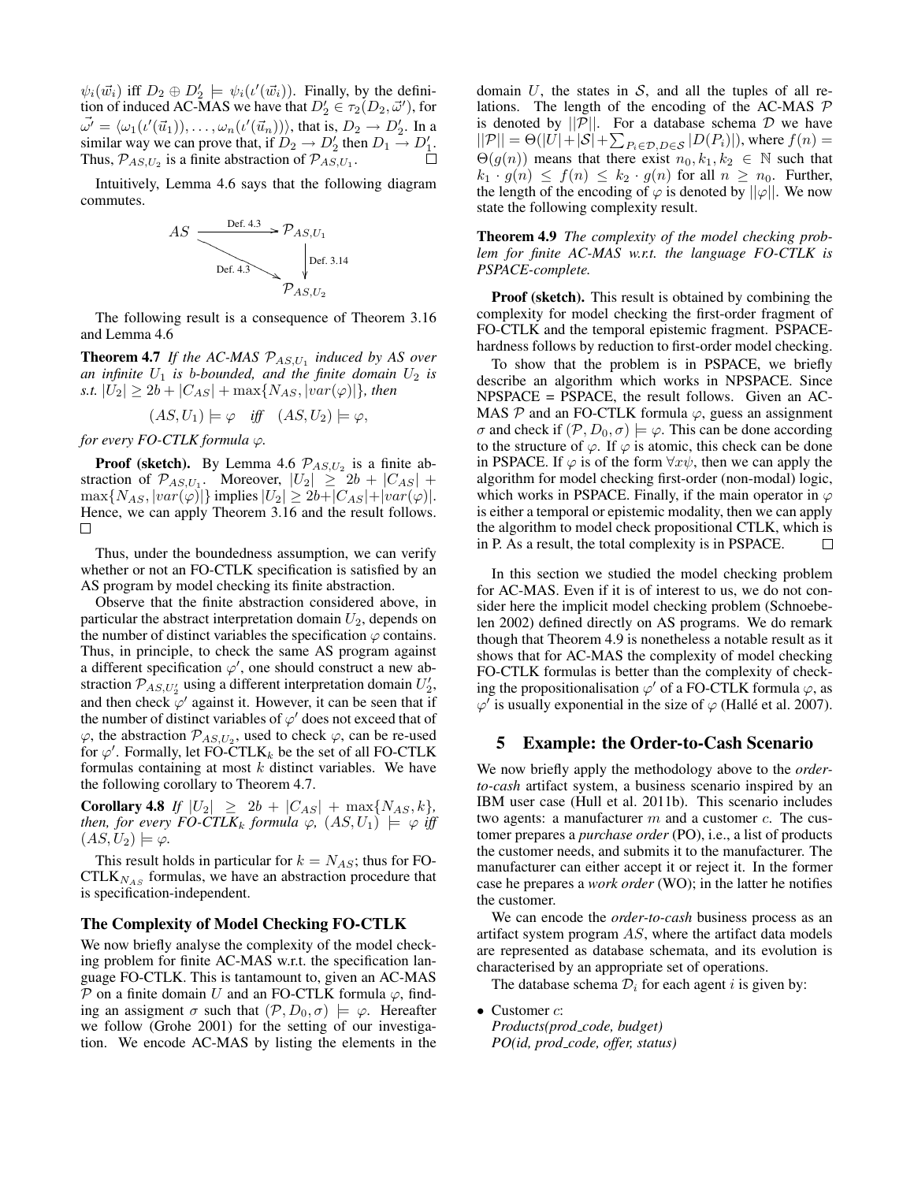$\psi_i(\vec{w}_i)$ iff $D_2 \oplus D_2' \models \psi_i(\iota'(\vec{w}_i))$. Finally, by the definition of induced AC-MAS we have that $D_2' \in \tau_2(D_2, \vec{\omega}')$, for $\vec{\omega'} = \langle \omega_1(\iota'(\vec{u}_1)), \ldots, \omega_n(\iota'(\vec{u}_n)) \rangle$, that is, $D_2 \to D_2'$. In a similar way we can prove that, if $D_2 \to D_2'$ then $D_1 \to D_1'$. Thus, $\mathcal{P}_{AS,U_2}$ is a finite abstraction of $\mathcal{P}_{AS,U_1}$. □

Intuitively, Lemma 4.6 says that the following diagram commutes.

$$\begin{array}{ccc} AS & \xrightarrow{\text{Def. 4.3}} & \mathcal{P}_{AS,U_1} \\ & \searrow^{\text{Def. 4.3}} & \downarrow \text{Def. 3.14} \\ & & \mathcal{P}_{AS,U_2} \end{array}$$

The following result is a consequence of Theorem 3.16 and Lemma 4.6

**Theorem 4.7** *If the AC-MAS $\mathcal{P}_{AS,U_1}$ induced by AS over an infinite $U_1$ is b-bounded, and the finite domain $U_2$ is s.t. $|U_2| \geq 2b + |C_{AS}| + \max\{N_{AS}, |var(\varphi)|\}$, then*

$$(AS, U_1) \models \varphi \quad \textit{iff} \quad (AS, U_2) \models \varphi,$$

*for every FO-CTLK formula $\varphi$.*

**Proof (sketch).** By Lemma 4.6 $\mathcal{P}_{AS,U_2}$ is a finite abstraction of $\mathcal{P}_{AS,U_1}$. Moreover, $|U_2| \geq 2b + |C_{AS}| + \max\{N_{AS}, |var(\varphi)|\}$ implies $|U_2| \geq 2b + |C_{AS}| + |var(\varphi)|$. Hence, we can apply Theorem 3.16 and the result follows. □

Thus, under the boundedness assumption, we can verify whether or not an FO-CTLK specification is satisfied by an AS program by model checking its finite abstraction.

Observe that the finite abstraction considered above, in particular the abstract interpretation domain $U_2$, depends on the number of distinct variables the specification $\varphi$ contains. Thus, in principle, to check the same AS program against a different specification $\varphi'$, one should construct a new abstraction $\mathcal{P}_{AS,U_2'}$ using a different interpretation domain $U_2'$, and then check $\varphi'$ against it. However, it can be seen that if the number of distinct variables of $\varphi'$ does not exceed that of $\varphi$, the abstraction $\mathcal{P}_{AS,U_2}$, used to check $\varphi$, can be re-used for $\varphi'$. Formally, let FO-CTLK$_k$ be the set of all FO-CTLK formulas containing at most $k$ distinct variables. We have the following corollary to Theorem 4.7.

**Corollary 4.8** *If $|U_2| \geq 2b + |C_{AS}| + \max\{N_{AS}, k\}$, then, for every FO-CTLK$_k$ formula $\varphi$, $(AS, U_1) \models \varphi$ iff $(AS, U_2) \models \varphi$.*

This result holds in particular for $k = N_{AS}$; thus for FO-CTLK$_{N_{AS}}$ formulas, we have an abstraction procedure that is specification-independent.

### The Complexity of Model Checking FO-CTLK

We now briefly analyse the complexity of the model checking problem for finite AC-MAS w.r.t. the specification language FO-CTLK. This is tantamount to, given an AC-MAS $\mathcal{P}$ on a finite domain $U$ and an FO-CTLK formula $\varphi$, finding an assigment $\sigma$ such that $(\mathcal{P}, D_0, \sigma) \models \varphi$. Hereafter we follow (Grohe 2001) for the setting of our investigation. We encode AC-MAS by listing the elements in the domain $U$, the states in $\mathcal{S}$, and all the tuples of all relations. The length of the encoding of the AC-MAS $\mathcal{P}$ is denoted by $||\mathcal{P}||$. For a database schema $\mathcal{D}$ we have $||\mathcal{P}|| = \Theta(|U| + |\mathcal{S}| + \sum_{P_i \in \mathcal{D}, D \in \mathcal{S}} |D(P_i)|)$, where $f(n) = \Theta(g(n))$ means that there exist $n_0, k_1, k_2 \in \mathbb{N}$ such that $k_1 \cdot g(n) \leq f(n) \leq k_2 \cdot g(n)$ for all $n \geq n_0$. Further, the length of the encoding of $\varphi$ is denoted by $||\varphi||$. We now state the following complexity result.

**Theorem 4.9** *The complexity of the model checking problem for finite AC-MAS w.r.t. the language FO-CTLK is PSPACE-complete.*

**Proof (sketch).** This result is obtained by combining the complexity for model checking the first-order fragment of FO-CTLK and the temporal epistemic fragment. PSPACE-hardness follows by reduction to first-order model checking.

To show that the problem is in PSPACE, we briefly describe an algorithm which works in NPSPACE. Since NPSPACE = PSPACE, the result follows. Given an AC-MAS $\mathcal{P}$ and an FO-CTLK formula $\varphi$, guess an assignment $\sigma$ and check if $(\mathcal{P}, D_0, \sigma) \models \varphi$. This can be done according to the structure of $\varphi$. If $\varphi$ is atomic, this check can be done in PSPACE. If $\varphi$ is of the form $\forall x \psi$, then we can apply the algorithm for model checking first-order (non-modal) logic, which works in PSPACE. Finally, if the main operator in $\varphi$ is either a temporal or epistemic modality, then we can apply the algorithm to model check propositional CTLK, which is in P. As a result, the total complexity is in PSPACE. □

In this section we studied the model checking problem for AC-MAS. Even if it is of interest to us, we do not consider here the implicit model checking problem (Schnoebelen 2002) defined directly on AS programs. We do remark though that Theorem 4.9 is nonetheless a notable result as it shows that for AC-MAS the complexity of model checking FO-CTLK formulas is better than the complexity of checking the propositionalisation $\varphi'$ of a FO-CTLK formula $\varphi$, as $\varphi'$ is usually exponential in the size of $\varphi$ (Hallé et al. 2007).

## 5 Example: the Order-to-Cash Scenario

We now briefly apply the methodology above to the *order-to-cash* artifact system, a business scenario inspired by an IBM user case (Hull et al. 2011b). This scenario includes two agents: a manufacturer $m$ and a customer $c$. The customer prepares a *purchase order* (PO), i.e., a list of products the customer needs, and submits it to the manufacturer. The manufacturer can either accept it or reject it. In the former case he prepares a *work order* (WO); in the latter he notifies the customer.

We can encode the *order-to-cash* business process as an artifact system program $AS$, where the artifact data models are represented as database schemata, and its evolution is characterised by an appropriate set of operations.

The database schema $\mathcal{D}_i$ for each agent $i$ is given by:

- Customer $c$:
  *Products(prod_code, budget)*
  *PO(id, prod_code, offer, status)*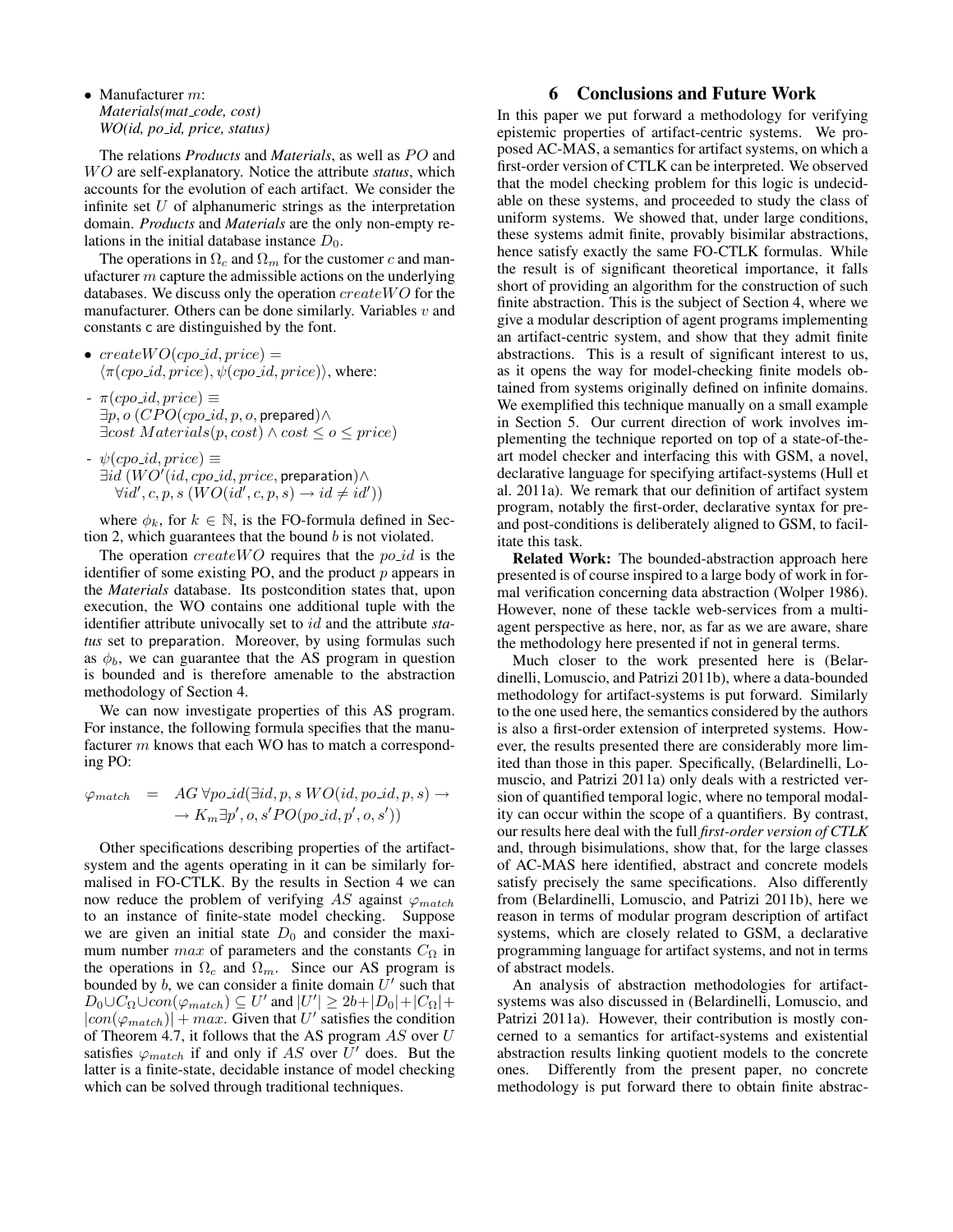- Manufacturer $m$:
  *Materials(mat_code, cost)*
  *WO(id, po_id, price, status)*

The relations *Products* and *Materials*, as well as $PO$ and $WO$ are self-explanatory. Notice the attribute *status*, which accounts for the evolution of each artifact. We consider the infinite set $U$ of alphanumeric strings as the interpretation domain. *Products* and *Materials* are the only non-empty relations in the initial database instance $D_0$.

The operations in $\Omega_c$ and $\Omega_m$ for the customer $c$ and manufacturer $m$ capture the admissible actions on the underlying databases. We discuss only the operation $createWO$ for the manufacturer. Others can be done similarly. Variables $v$ and constants $\mathsf{c}$ are distinguished by the font.

- $createWO(cpo\_id, price) = \langle \pi(cpo\_id, price), \psi(cpo\_id, price)\rangle$, where:

- $\pi(cpo\_id, price) \equiv$
  $\exists p, o\,(CPO(cpo\_id, p, o, \mathsf{prepared}) \wedge$
  $\exists cost\; Materials(p, cost) \wedge cost \leq o \leq price)$

- $\psi(cpo\_id, price) \equiv$
  $\exists id\,(WO'(id, cpo\_id, price, \mathsf{preparation}) \wedge$
  $\forall id', c, p, s\,(WO(id', c, p, s) \rightarrow id \neq id'))$

where $\phi_k$, for $k \in \mathbb{N}$, is the FO-formula defined in Section 2, which guarantees that the bound $b$ is not violated.

The operation $createWO$ requires that the $po\_id$ is the identifier of some existing PO, and the product $p$ appears in the *Materials* database. Its postcondition states that, upon execution, the WO contains one additional tuple with the identifier attribute univocally set to $id$ and the attribute *status* set to $\mathsf{preparation}$. Moreover, by using formulas such as $\phi_b$, we can guarantee that the AS program in question is bounded and is therefore amenable to the abstraction methodology of Section 4.

We can now investigate properties of this AS program. For instance, the following formula specifies that the manufacturer $m$ knows that each WO has to match a corresponding PO:

$$\varphi_{match} \;=\; AG\,\forall po\_id(\exists id, p, s\, WO(id, po\_id, p, s) \rightarrow \rightarrow K_m \exists p', o, s' PO(po\_id, p', o, s'))$$

Other specifications describing properties of the artifact-system and the agents operating in it can be similarly formalised in FO-CTLK. By the results in Section 4 we can now reduce the problem of verifying $AS$ against $\varphi_{match}$ to an instance of finite-state model checking. Suppose we are given an initial state $D_0$ and consider the maximum number $max$ of parameters and the constants $C_\Omega$ in the operations in $\Omega_c$ and $\Omega_m$. Since our AS program is bounded by $b$, we can consider a finite domain $U'$ such that $D_0 \cup C_\Omega \cup con(\varphi_{match}) \subseteq U'$ and $|U'| \geq 2b + |D_0| + |C_\Omega| + |con(\varphi_{match})| + max$. Given that $U'$ satisfies the condition of Theorem 4.7, it follows that the AS program $AS$ over $U$ satisfies $\varphi_{match}$ if and only if $AS$ over $U'$ does. But the latter is a finite-state, decidable instance of model checking which can be solved through traditional techniques.

## 6 Conclusions and Future Work

In this paper we put forward a methodology for verifying epistemic properties of artifact-centric systems. We proposed AC-MAS, a semantics for artifact systems, on which a first-order version of CTLK can be interpreted. We observed that the model checking problem for this logic is undecidable on these systems, and proceeded to study the class of uniform systems. We showed that, under large conditions, these systems admit finite, provably bisimilar abstractions, hence satisfy exactly the same FO-CTLK formulas. While the result is of significant theoretical importance, it falls short of providing an algorithm for the construction of such finite abstraction. This is the subject of Section 4, where we give a modular description of agent programs implementing an artifact-centric system, and show that they admit finite abstractions. This is a result of significant interest to us, as it opens the way for model-checking finite models obtained from systems originally defined on infinite domains. We exemplified this technique manually on a small example in Section 5. Our current direction of work involves implementing the technique reported on top of a state-of-the-art model checker and interfacing this with GSM, a novel, declarative language for specifying artifact-systems (Hull et al. 2011a). We remark that our definition of artifact system program, notably the first-order, declarative syntax for pre- and post-conditions is deliberately aligned to GSM, to facilitate this task.

**Related Work:** The bounded-abstraction approach here presented is of course inspired to a large body of work in formal verification concerning data abstraction (Wolper 1986). However, none of these tackle web-services from a multi-agent perspective as here, nor, as far as we are aware, share the methodology here presented if not in general terms.

Much closer to the work presented here is (Belardinelli, Lomuscio, and Patrizi 2011b), where a data-bounded methodology for artifact-systems is put forward. Similarly to the one used here, the semantics considered by the authors is also a first-order extension of interpreted systems. However, the results presented there are considerably more limited than those in this paper. Specifically, (Belardinelli, Lomuscio, and Patrizi 2011a) only deals with a restricted version of quantified temporal logic, where no temporal modality can occur within the scope of a quantifiers. By contrast, our results here deal with the full *first-order version of CTLK* and, through bisimulations, show that, for the large classes of AC-MAS here identified, abstract and concrete models satisfy precisely the same specifications. Also differently from (Belardinelli, Lomuscio, and Patrizi 2011b), here we reason in terms of modular program description of artifact systems, which are closely related to GSM, a declarative programming language for artifact systems, and not in terms of abstract models.

An analysis of abstraction methodologies for artifact-systems was also discussed in (Belardinelli, Lomuscio, and Patrizi 2011a). However, their contribution is mostly concerned to a semantics for artifact-systems and existential abstraction results linking quotient models to the concrete ones. Differently from the present paper, no concrete methodology is put forward there to obtain finite abstrac-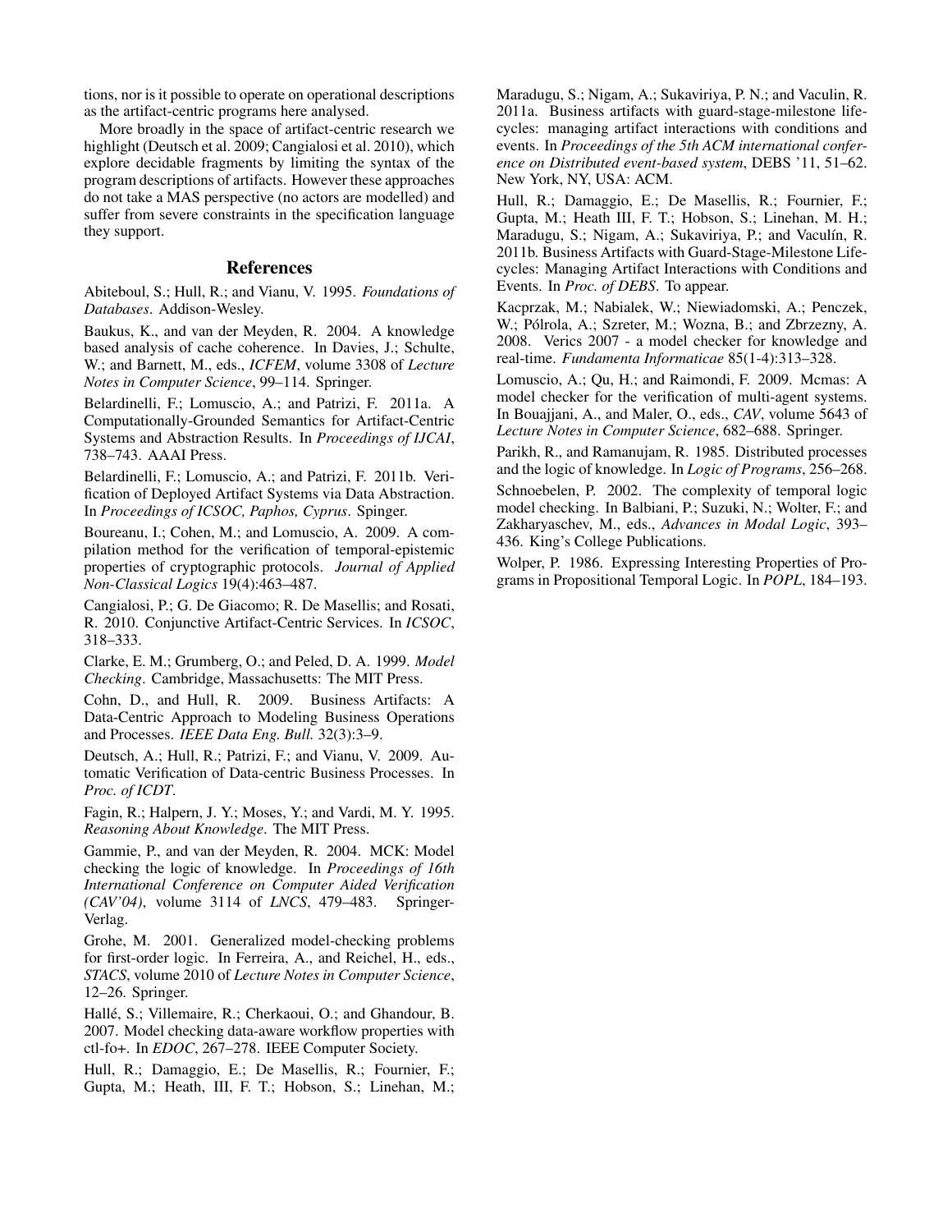tions, nor is it possible to operate on operational descriptions as the artifact-centric programs here analysed.

More broadly in the space of artifact-centric research we highlight (Deutsch et al. 2009; Cangialosi et al. 2010), which explore decidable fragments by limiting the syntax of the program descriptions of artifacts. However these approaches do not take a MAS perspective (no actors are modelled) and suffer from severe constraints in the specification language they support.

## References

Abiteboul, S.; Hull, R.; and Vianu, V. 1995. *Foundations of Databases*. Addison-Wesley.

Baukus, K., and van der Meyden, R. 2004. A knowledge based analysis of cache coherence. In Davies, J.; Schulte, W.; and Barnett, M., eds., *ICFEM*, volume 3308 of *Lecture Notes in Computer Science*, 99–114. Springer.

Belardinelli, F.; Lomuscio, A.; and Patrizi, F. 2011a. A Computationally-Grounded Semantics for Artifact-Centric Systems and Abstraction Results. In *Proceedings of IJCAI*, 738–743. AAAI Press.

Belardinelli, F.; Lomuscio, A.; and Patrizi, F. 2011b. Verification of Deployed Artifact Systems via Data Abstraction. In *Proceedings of ICSOC, Paphos, Cyprus*. Spinger.

Boureanu, I.; Cohen, M.; and Lomuscio, A. 2009. A compilation method for the verification of temporal-epistemic properties of cryptographic protocols. *Journal of Applied Non-Classical Logics* 19(4):463–487.

Cangialosi, P.; G. De Giacomo; R. De Masellis; and Rosati, R. 2010. Conjunctive Artifact-Centric Services. In *ICSOC*, 318–333.

Clarke, E. M.; Grumberg, O.; and Peled, D. A. 1999. *Model Checking*. Cambridge, Massachusetts: The MIT Press.

Cohn, D., and Hull, R. 2009. Business Artifacts: A Data-Centric Approach to Modeling Business Operations and Processes. *IEEE Data Eng. Bull.* 32(3):3–9.

Deutsch, A.; Hull, R.; Patrizi, F.; and Vianu, V. 2009. Automatic Verification of Data-centric Business Processes. In *Proc. of ICDT*.

Fagin, R.; Halpern, J. Y.; Moses, Y.; and Vardi, M. Y. 1995. *Reasoning About Knowledge*. The MIT Press.

Gammie, P., and van der Meyden, R. 2004. MCK: Model checking the logic of knowledge. In *Proceedings of 16th International Conference on Computer Aided Verification (CAV'04)*, volume 3114 of *LNCS*, 479–483. Springer-Verlag.

Grohe, M. 2001. Generalized model-checking problems for first-order logic. In Ferreira, A., and Reichel, H., eds., *STACS*, volume 2010 of *Lecture Notes in Computer Science*, 12–26. Springer.

Hallé, S.; Villemaire, R.; Cherkaoui, O.; and Ghandour, B. 2007. Model checking data-aware workflow properties with ctl-fo+. In *EDOC*, 267–278. IEEE Computer Society.

Hull, R.; Damaggio, E.; De Masellis, R.; Fournier, F.; Gupta, M.; Heath, III, F. T.; Hobson, S.; Linehan, M.; Maradugu, S.; Nigam, A.; Sukaviriya, P. N.; and Vaculin, R. 2011a. Business artifacts with guard-stage-milestone lifecycles: managing artifact interactions with conditions and events. In *Proceedings of the 5th ACM international conference on Distributed event-based system*, DEBS '11, 51–62. New York, NY, USA: ACM.

Hull, R.; Damaggio, E.; De Masellis, R.; Fournier, F.; Gupta, M.; Heath III, F. T.; Hobson, S.; Linehan, M. H.; Maradugu, S.; Nigam, A.; Sukaviriya, P.; and Vaculín, R. 2011b. Business Artifacts with Guard-Stage-Milestone Lifecycles: Managing Artifact Interactions with Conditions and Events. In *Proc. of DEBS*. To appear.

Kacprzak, M.; Nabialek, W.; Niewiadomski, A.; Penczek, W.; Pólrola, A.; Szreter, M.; Wozna, B.; and Zbrzezny, A. 2008. Verics 2007 - a model checker for knowledge and real-time. *Fundamenta Informaticae* 85(1-4):313–328.

Lomuscio, A.; Qu, H.; and Raimondi, F. 2009. Mcmas: A model checker for the verification of multi-agent systems. In Bouajjani, A., and Maler, O., eds., *CAV*, volume 5643 of *Lecture Notes in Computer Science*, 682–688. Springer.

Parikh, R., and Ramanujam, R. 1985. Distributed processes and the logic of knowledge. In *Logic of Programs*, 256–268.

Schnoebelen, P. 2002. The complexity of temporal logic model checking. In Balbiani, P.; Suzuki, N.; Wolter, F.; and Zakharyaschev, M., eds., *Advances in Modal Logic*, 393–436. King's College Publications.

Wolper, P. 1986. Expressing Interesting Properties of Programs in Propositional Temporal Logic. In *POPL*, 184–193.